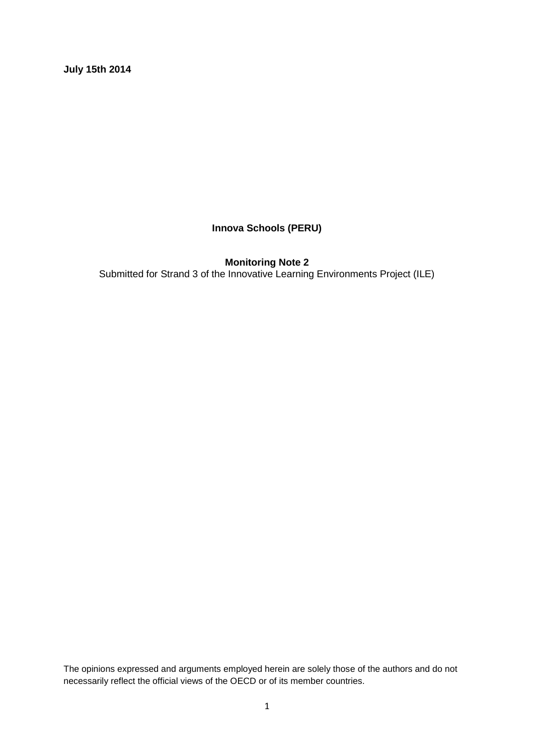**July 15th 2014**

# Innova Schools (PERU)

## Monitoring Note 2

Submitted for Strand 3 of the Innovative Learning Environments Project (ILE)

The opinions expressed and arguments employed herein are solely those of the authors and do not necessarily reflect the official views of the OECD or of its member countries.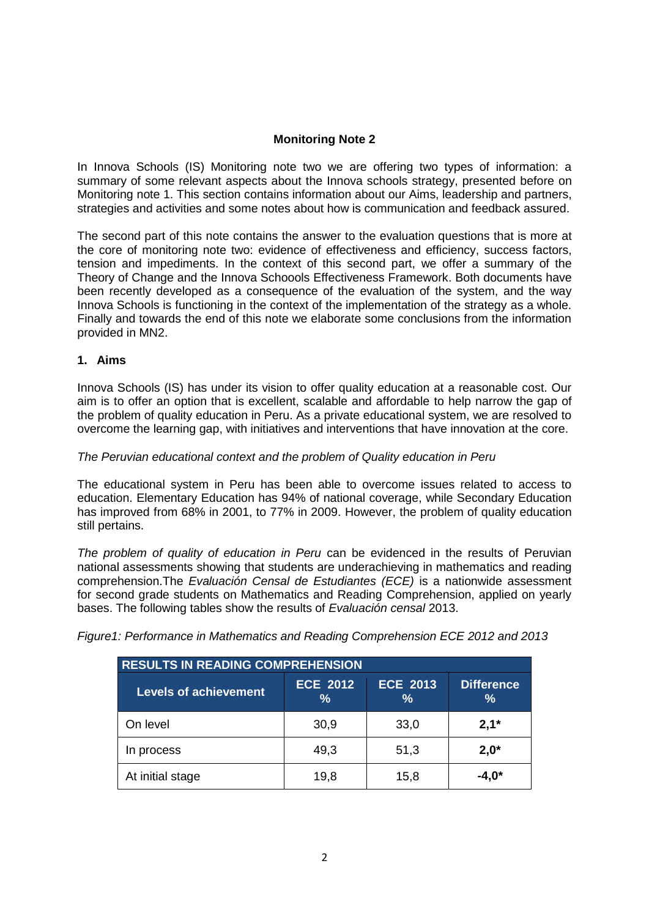**Monitoring Note 2**

In Innova Schools (IS) Monitoring note two we are offering two types of information: a summary of some relevant aspects about the Innova schools strategy, presented before on Monitoring note 1. This section contains information about our Aims, leadership and partners, strategies and activities and some notes about how is communication and feedback assured.

The second part of this note contains the answer to the evaluation questions that is more at the core of monitoring note two: evidence of effectiveness and efficiency, success factors, tension and impediments. In the context of this second part, we offer a summary of the Theory of Change and the Innova Schoools Effectiveness Framework. Both documents have been recently developed as a consequence of the evaluation of the system, and the way Innova Schools is functioning in the context of the implementation of the strategy as a whole. Finally and towards the end of this note we elaborate some conclusions from the information provided in MN2.

## 1. Aims

Innova Schools (IS) has under its vision to offer quality education at a reasonable cost. Our aim is to offer an option that is excellent, scalable and affordable to help narrow the gap of the problem of quality education in Peru. As a private educational system, we are resolved to overcome the learning gap, with initiatives and interventions that have innovation at the core.

*The Peruvian educational context and the problem of Quality education in Peru*

The educational system in Peru has been able to overcome issues related to access to education. Elementary Education has 94% of national coverage, while Secondary Education has improved from 68% in 2001, to 77% in 2009. However, the problem of quality education still pertains.

*The problem of quality of education in Peru* can be evidenced in the results of Peruvian national assessments showing that students are underachieving in mathematics and reading comprehension.The *Evaluación Censal de Estudiantes (ECE)* is a nationwide assessment for second grade students on Mathematics and Reading Comprehension, applied on yearly bases. The following tables show the results of *Evaluación censal* 2013.

*Figure1: Performance in Mathematics and Reading Comprehension ECE 2012 and 2013*

| RESULTS IN READING COMPREHENSION | | | |
|---|---|---|---|
| **Levels of achievement** | **ECE 2012 %** | **ECE 2013 %** | **Difference %** |
| On level | 30,9 | 33,0 | **2,1*** |
| In process | 49,3 | 51,3 | **2,0*** |
| At initial stage | 19,8 | 15,8 | **-4,0*** |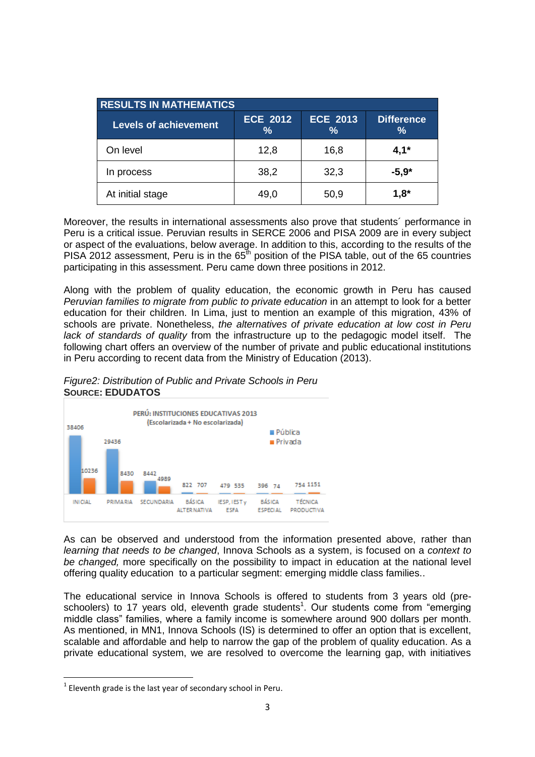| RESULTS IN MATHEMATICS | | | |
|---|---|---|---|
| Levels of achievement | ECE 2012 % | ECE 2013 % | Difference % |
| On level | 12,8 | 16,8 | **4,1*** |
| In process | 38,2 | 32,3 | **-5,9*** |
| At initial stage | 49,0 | 50,9 | **1,8*** |

Moreover, the results in international assessments also prove that students´ performance in Peru is a critical issue. Peruvian results in SERCE 2006 and PISA 2009 are in every subject or aspect of the evaluations, below average. In addition to this, according to the results of the PISA 2012 assessment, Peru is in the 65th position of the PISA table, out of the 65 countries participating in this assessment. Peru came down three positions in 2012.

Along with the problem of quality education, the economic growth in Peru has caused *Peruvian families to migrate from public to private education* in an attempt to look for a better education for their children. In Lima, just to mention an example of this migration, 43% of schools are private. Nonetheless, *the alternatives of private education at low cost in Peru lack of standards of quality* from the infrastructure up to the pedagogic model itself. The following chart offers an overview of the number of private and public educational institutions in Peru according to recent data from the Ministry of Education (2013).

*Figure2: Distribution of Public and Private Schools in Peru*
**SOURCE: EDUDATOS**

PERÚ: INSTITUCIONES EDUCATIVAS 2013 (Escolarizada + No escolarizada)

| | Pública | Privada |
|---|---|---|
| INICIAL | 38406 | 10236 |
| PRIMARIA | 29436 | 8430 |
| SECUNDARIA | 8442 | 4989 |
| BÁSICA ALTERNATIVA | 822 | 707 |
| IESP, IEST y ESFA | 479 | 535 |
| BÁSICA ESPECIAL | 396 | 74 |
| TÉCNICA PRODUCTIVA | 754 | 1151 |

As can be observed and understood from the information presented above, rather than *learning that needs to be changed*, Innova Schools as a system, is focused on a *context to be changed,* more specifically on the possibility to impact in education at the national level offering quality education to a particular segment: emerging middle class families..

The educational service in Innova Schools is offered to students from 3 years old (pre-schoolers) to 17 years old, eleventh grade students[1]. Our students come from "emerging middle class" families, where a family income is somewhere around 900 dollars per month. As mentioned, in MN1, Innova Schools (IS) is determined to offer an option that is excellent, scalable and affordable and help to narrow the gap of the problem of quality education. As a private educational system, we are resolved to overcome the learning gap, with initiatives

[1] Eleventh grade is the last year of secondary school in Peru.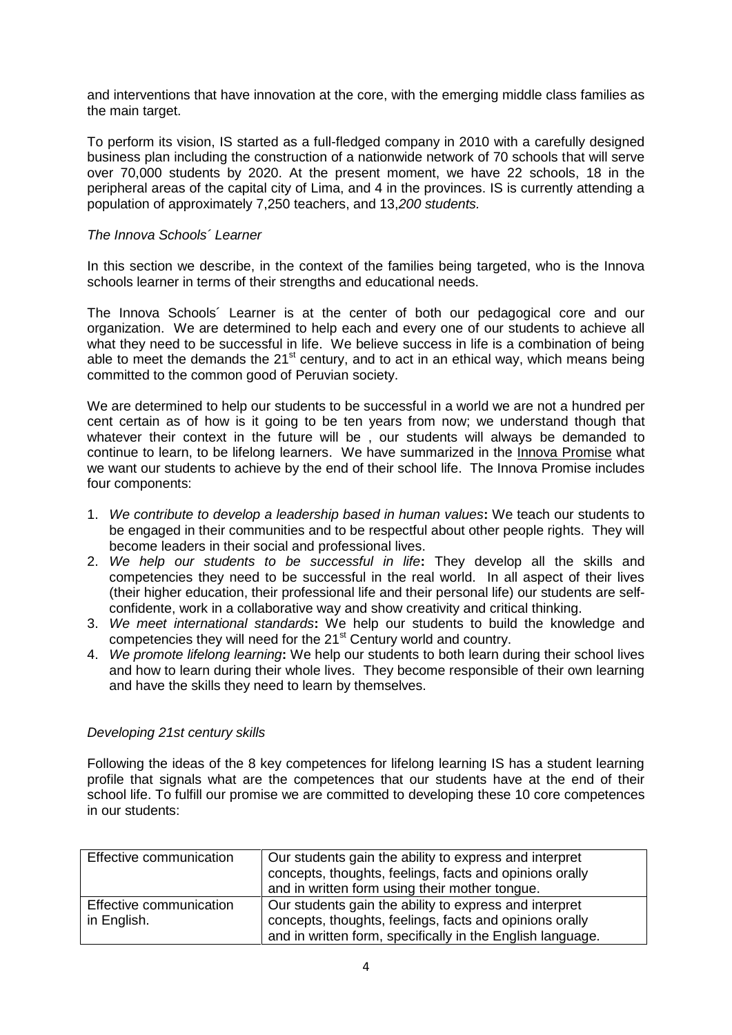and interventions that have innovation at the core, with the emerging middle class families as the main target.

To perform its vision, IS started as a full-fledged company in 2010 with a carefully designed business plan including the construction of a nationwide network of 70 schools that will serve over 70,000 students by 2020. At the present moment, we have 22 schools, 18 in the peripheral areas of the capital city of Lima, and 4 in the provinces. IS is currently attending a population of approximately 7,250 teachers, and 13,*200 students.*

*The Innova Schools´ Learner*

In this section we describe, in the context of the families being targeted, who is the Innova schools learner in terms of their strengths and educational needs.

The Innova Schools´ Learner is at the center of both our pedagogical core and our organization. We are determined to help each and every one of our students to achieve all what they need to be successful in life. We believe success in life is a combination of being able to meet the demands the 21st century, and to act in an ethical way, which means being committed to the common good of Peruvian society.

We are determined to help our students to be successful in a world we are not a hundred per cent certain as of how is it going to be ten years from now; we understand though that whatever their context in the future will be , our students will always be demanded to continue to learn, to be lifelong learners. We have summarized in the Innova Promise what we want our students to achieve by the end of their school life. The Innova Promise includes four components:

1. *We contribute to develop a leadership based in human values***:** We teach our students to be engaged in their communities and to be respectful about other people rights. They will become leaders in their social and professional lives.
2. *We help our students to be successful in life***:** They develop all the skills and competencies they need to be successful in the real world. In all aspect of their lives (their higher education, their professional life and their personal life) our students are self-confidente, work in a collaborative way and show creativity and critical thinking.
3. *We meet international standards***:** We help our students to build the knowledge and competencies they will need for the 21st Century world and country.
4. *We promote lifelong learning***:** We help our students to both learn during their school lives and how to learn during their whole lives. They become responsible of their own learning and have the skills they need to learn by themselves.

*Developing 21st century skills*

Following the ideas of the 8 key competences for lifelong learning IS has a student learning profile that signals what are the competences that our students have at the end of their school life. To fulfill our promise we are committed to developing these 10 core competences in our students:

| | |
|---|---|
| Effective communication | Our students gain the ability to express and interpret concepts, thoughts, feelings, facts and opinions orally and in written form using their mother tongue. |
| Effective communication in English. | Our students gain the ability to express and interpret concepts, thoughts, feelings, facts and opinions orally and in written form, specifically in the English language. |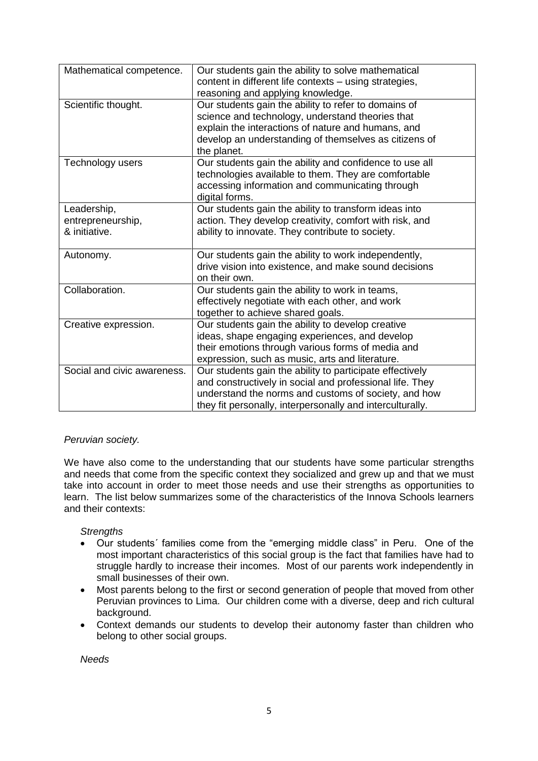| Mathematical competence. | Our students gain the ability to solve mathematical content in different life contexts – using strategies, reasoning and applying knowledge. |
| --- | --- |
| Scientific thought. | Our students gain the ability to refer to domains of science and technology, understand theories that explain the interactions of nature and humans, and develop an understanding of themselves as citizens of the planet. |
| Technology users | Our students gain the ability and confidence to use all technologies available to them. They are comfortable accessing information and communicating through digital forms. |
| Leadership, entrepreneurship, & initiative. | Our students gain the ability to transform ideas into action. They develop creativity, comfort with risk, and ability to innovate. They contribute to society. |
| Autonomy. | Our students gain the ability to work independently, drive vision into existence, and make sound decisions on their own. |
| Collaboration. | Our students gain the ability to work in teams, effectively negotiate with each other, and work together to achieve shared goals. |
| Creative expression. | Our students gain the ability to develop creative ideas, shape engaging experiences, and develop their emotions through various forms of media and expression, such as music, arts and literature. |
| Social and civic awareness. | Our students gain the ability to participate effectively and constructively in social and professional life. They understand the norms and customs of society, and how they fit personally, interpersonally and interculturally. |

*Peruvian society.*

We have also come to the understanding that our students have some particular strengths and needs that come from the specific context they socialized and grew up and that we must take into account in order to meet those needs and use their strengths as opportunities to learn. The list below summarizes some of the characteristics of the Innova Schools learners and their contexts:

*Strengths*

- Our students´ families come from the "emerging middle class" in Peru. One of the most important characteristics of this social group is the fact that families have had to struggle hardly to increase their incomes. Most of our parents work independently in small businesses of their own.
- Most parents belong to the first or second generation of people that moved from other Peruvian provinces to Lima. Our children come with a diverse, deep and rich cultural background.
- Context demands our students to develop their autonomy faster than children who belong to other social groups.

*Needs*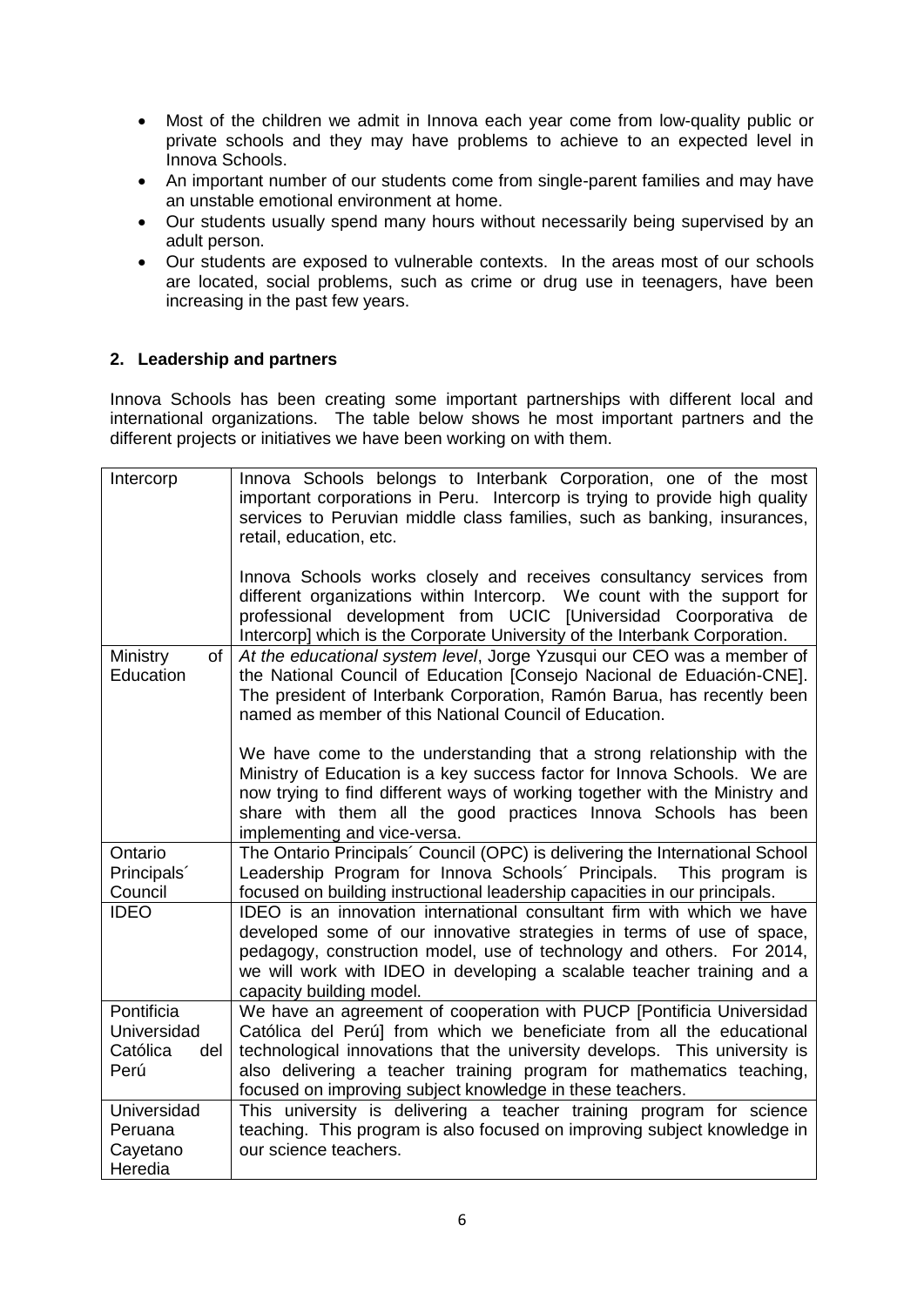- Most of the children we admit in Innova each year come from low-quality public or private schools and they may have problems to achieve to an expected level in Innova Schools.
- An important number of our students come from single-parent families and may have an unstable emotional environment at home.
- Our students usually spend many hours without necessarily being supervised by an adult person.
- Our students are exposed to vulnerable contexts. In the areas most of our schools are located, social problems, such as crime or drug use in teenagers, have been increasing in the past few years.

## 2. Leadership and partners

Innova Schools has been creating some important partnerships with different local and international organizations. The table below shows he most important partners and the different projects or initiatives we have been working on with them.

| | |
|---|---|
| Intercorp | Innova Schools belongs to Interbank Corporation, one of the most important corporations in Peru. Intercorp is trying to provide high quality services to Peruvian middle class families, such as banking, insurances, retail, education, etc.<br><br>Innova Schools works closely and receives consultancy services from different organizations within Intercorp. We count with the support for professional development from UCIC [Universidad Coorporativa de Intercorp] which is the Corporate University of the Interbank Corporation. |
| Ministry of Education | *At the educational system level*, Jorge Yzusqui our CEO was a member of the National Council of Education [Consejo Nacional de Eduación-CNE]. The president of Interbank Corporation, Ramón Barua, has recently been named as member of this National Council of Education.<br><br>We have come to the understanding that a strong relationship with the Ministry of Education is a key success factor for Innova Schools. We are now trying to find different ways of working together with the Ministry and share with them all the good practices Innova Schools has been implementing and vice-versa. |
| Ontario Principals´ Council | The Ontario Principals´ Council (OPC) is delivering the International School Leadership Program for Innova Schools´ Principals. This program is focused on building instructional leadership capacities in our principals. |
| IDEO | IDEO is an innovation international consultant firm with which we have developed some of our innovative strategies in terms of use of space, pedagogy, construction model, use of technology and others. For 2014, we will work with IDEO in developing a scalable teacher training and a capacity building model. |
| Pontificia Universidad Católica del Perú | We have an agreement of cooperation with PUCP [Pontificia Universidad Católica del Perú] from which we beneficiate from all the educational technological innovations that the university develops. This university is also delivering a teacher training program for mathematics teaching, focused on improving subject knowledge in these teachers. |
| Universidad Peruana Cayetano Heredia | This university is delivering a teacher training program for science teaching. This program is also focused on improving subject knowledge in our science teachers. |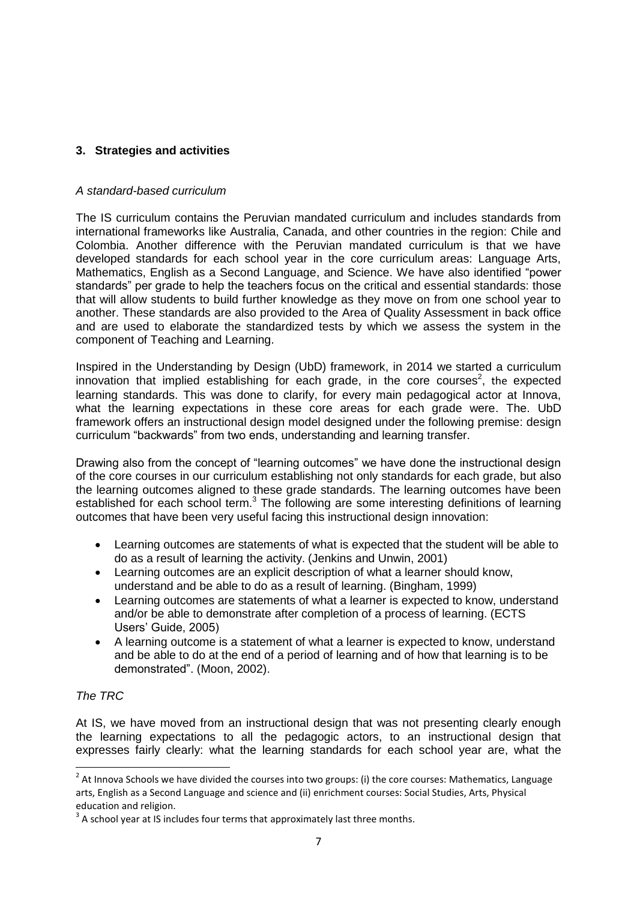## 3. Strategies and activities

*A standard-based curriculum*

The IS curriculum contains the Peruvian mandated curriculum and includes standards from international frameworks like Australia, Canada, and other countries in the region: Chile and Colombia. Another difference with the Peruvian mandated curriculum is that we have developed standards for each school year in the core curriculum areas: Language Arts, Mathematics, English as a Second Language, and Science. We have also identified "power standards" per grade to help the teachers focus on the critical and essential standards: those that will allow students to build further knowledge as they move on from one school year to another. These standards are also provided to the Area of Quality Assessment in back office and are used to elaborate the standardized tests by which we assess the system in the component of Teaching and Learning.

Inspired in the Understanding by Design (UbD) framework, in 2014 we started a curriculum innovation that implied establishing for each grade, in the core courses[2], the expected learning standards. This was done to clarify, for every main pedagogical actor at Innova, what the learning expectations in these core areas for each grade were. The. UbD framework offers an instructional design model designed under the following premise: design curriculum "backwards" from two ends, understanding and learning transfer.

Drawing also from the concept of "learning outcomes" we have done the instructional design of the core courses in our curriculum establishing not only standards for each grade, but also the learning outcomes aligned to these grade standards. The learning outcomes have been established for each school term.[3] The following are some interesting definitions of learning outcomes that have been very useful facing this instructional design innovation:

- Learning outcomes are statements of what is expected that the student will be able to do as a result of learning the activity. (Jenkins and Unwin, 2001)
- Learning outcomes are an explicit description of what a learner should know, understand and be able to do as a result of learning. (Bingham, 1999)
- Learning outcomes are statements of what a learner is expected to know, understand and/or be able to demonstrate after completion of a process of learning. (ECTS Users' Guide, 2005)
- A learning outcome is a statement of what a learner is expected to know, understand and be able to do at the end of a period of learning and of how that learning is to be demonstrated". (Moon, 2002).

*The TRC*

At IS, we have moved from an instructional design that was not presenting clearly enough the learning expectations to all the pedagogic actors, to an instructional design that expresses fairly clearly: what the learning standards for each school year are, what the

---

[2] At Innova Schools we have divided the courses into two groups: (i) the core courses: Mathematics, Language arts, English as a Second Language and science and (ii) enrichment courses: Social Studies, Arts, Physical education and religion.

[3] A school year at IS includes four terms that approximately last three months.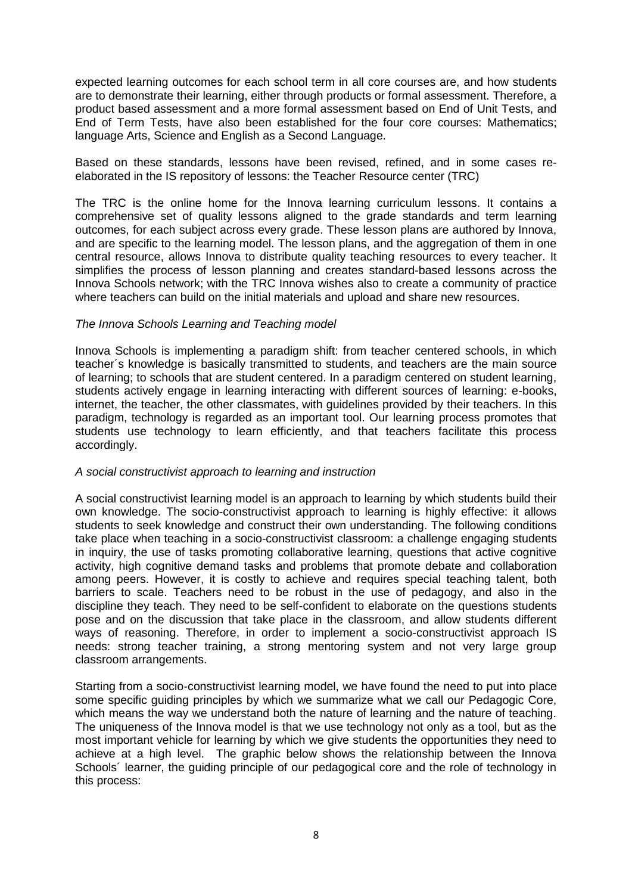expected learning outcomes for each school term in all core courses are, and how students are to demonstrate their learning, either through products or formal assessment. Therefore, a product based assessment and a more formal assessment based on End of Unit Tests, and End of Term Tests, have also been established for the four core courses: Mathematics; language Arts, Science and English as a Second Language.

Based on these standards, lessons have been revised, refined, and in some cases re-elaborated in the IS repository of lessons: the Teacher Resource center (TRC)

The TRC is the online home for the Innova learning curriculum lessons. It contains a comprehensive set of quality lessons aligned to the grade standards and term learning outcomes, for each subject across every grade. These lesson plans are authored by Innova, and are specific to the learning model. The lesson plans, and the aggregation of them in one central resource, allows Innova to distribute quality teaching resources to every teacher. It simplifies the process of lesson planning and creates standard-based lessons across the Innova Schools network; with the TRC Innova wishes also to create a community of practice where teachers can build on the initial materials and upload and share new resources.

*The Innova Schools Learning and Teaching model*

Innova Schools is implementing a paradigm shift: from teacher centered schools, in which teacher´s knowledge is basically transmitted to students, and teachers are the main source of learning; to schools that are student centered. In a paradigm centered on student learning, students actively engage in learning interacting with different sources of learning: e-books, internet, the teacher, the other classmates, with guidelines provided by their teachers. In this paradigm, technology is regarded as an important tool. Our learning process promotes that students use technology to learn efficiently, and that teachers facilitate this process accordingly.

*A social constructivist approach to learning and instruction*

A social constructivist learning model is an approach to learning by which students build their own knowledge. The socio-constructivist approach to learning is highly effective: it allows students to seek knowledge and construct their own understanding. The following conditions take place when teaching in a socio-constructivist classroom: a challenge engaging students in inquiry, the use of tasks promoting collaborative learning, questions that active cognitive activity, high cognitive demand tasks and problems that promote debate and collaboration among peers. However, it is costly to achieve and requires special teaching talent, both barriers to scale. Teachers need to be robust in the use of pedagogy, and also in the discipline they teach. They need to be self-confident to elaborate on the questions students pose and on the discussion that take place in the classroom, and allow students different ways of reasoning. Therefore, in order to implement a socio-constructivist approach IS needs: strong teacher training, a strong mentoring system and not very large group classroom arrangements.

Starting from a socio-constructivist learning model, we have found the need to put into place some specific guiding principles by which we summarize what we call our Pedagogic Core, which means the way we understand both the nature of learning and the nature of teaching. The uniqueness of the Innova model is that we use technology not only as a tool, but as the most important vehicle for learning by which we give students the opportunities they need to achieve at a high level. The graphic below shows the relationship between the Innova Schools´ learner, the guiding principle of our pedagogical core and the role of technology in this process: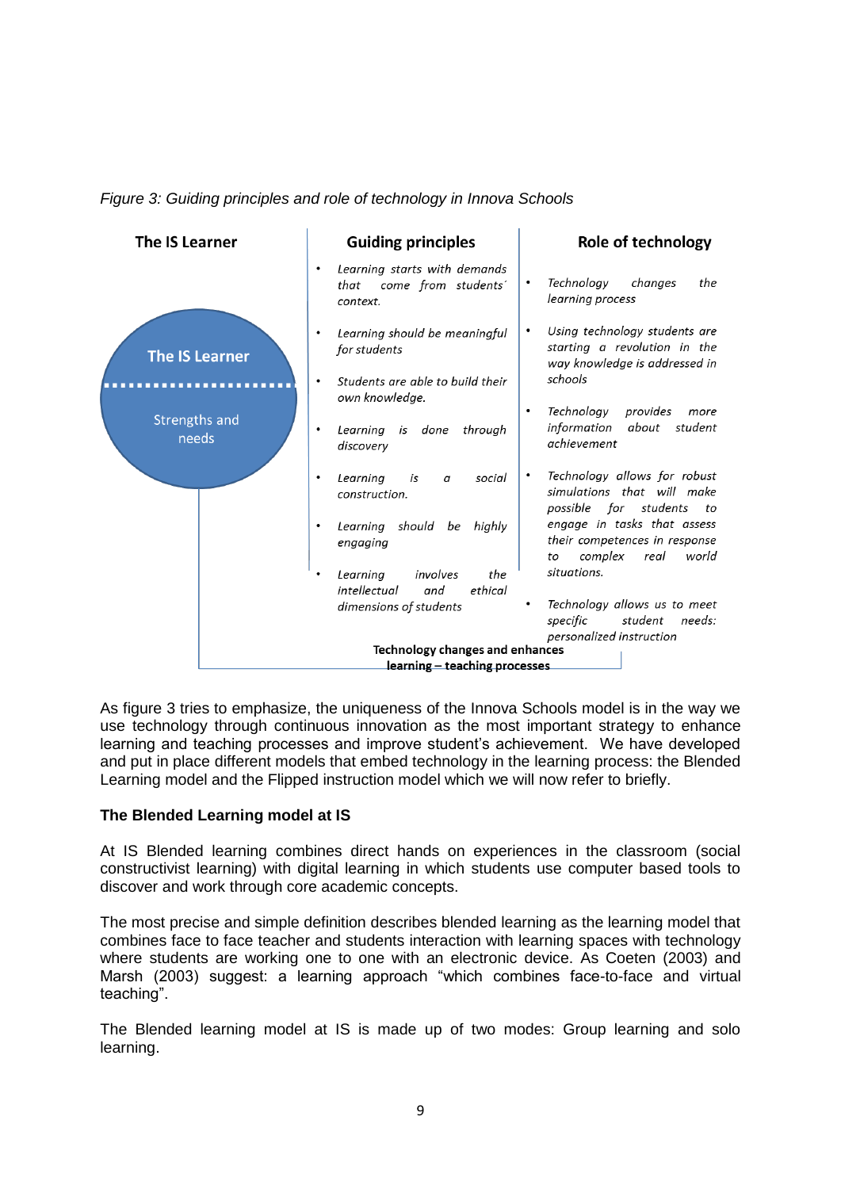*Figure 3: Guiding principles and role of technology in Innova Schools*

| The IS Learner | Guiding principles | Role of technology |
|---|---|---|
| The IS Learner<br>Strengths and needs | • *Learning starts with demands that come from students´ context.*<br>• *Learning should be meaningful for students*<br>• *Students are able to build their own knowledge.*<br>• *Learning is done through discovery*<br>• *Learning is a social construction.*<br>• *Learning should be highly engaging*<br>• *Learning involves the intellectual and ethical dimensions of students* | • *Technology changes the learning process*<br>• *Using technology students are starting a revolution in the way knowledge is addressed in schools*<br>• *Technology provides more information about student achievement*<br>• *Technology allows for robust simulations that will make possible for students to engage in tasks that assess their competences in response to complex real world situations.*<br>• *Technology allows us to meet specific student needs: personalized instruction* |

**Technology changes and enhances learning – teaching processes**

As figure 3 tries to emphasize, the uniqueness of the Innova Schools model is in the way we use technology through continuous innovation as the most important strategy to enhance learning and teaching processes and improve student's achievement. We have developed and put in place different models that embed technology in the learning process: the Blended Learning model and the Flipped instruction model which we will now refer to briefly.

### The Blended Learning model at IS

At IS Blended learning combines direct hands on experiences in the classroom (social constructivist learning) with digital learning in which students use computer based tools to discover and work through core academic concepts.

The most precise and simple definition describes blended learning as the learning model that combines face to face teacher and students interaction with learning spaces with technology where students are working one to one with an electronic device. As Coeten (2003) and Marsh (2003) suggest: a learning approach "which combines face-to-face and virtual teaching".

The Blended learning model at IS is made up of two modes: Group learning and solo learning.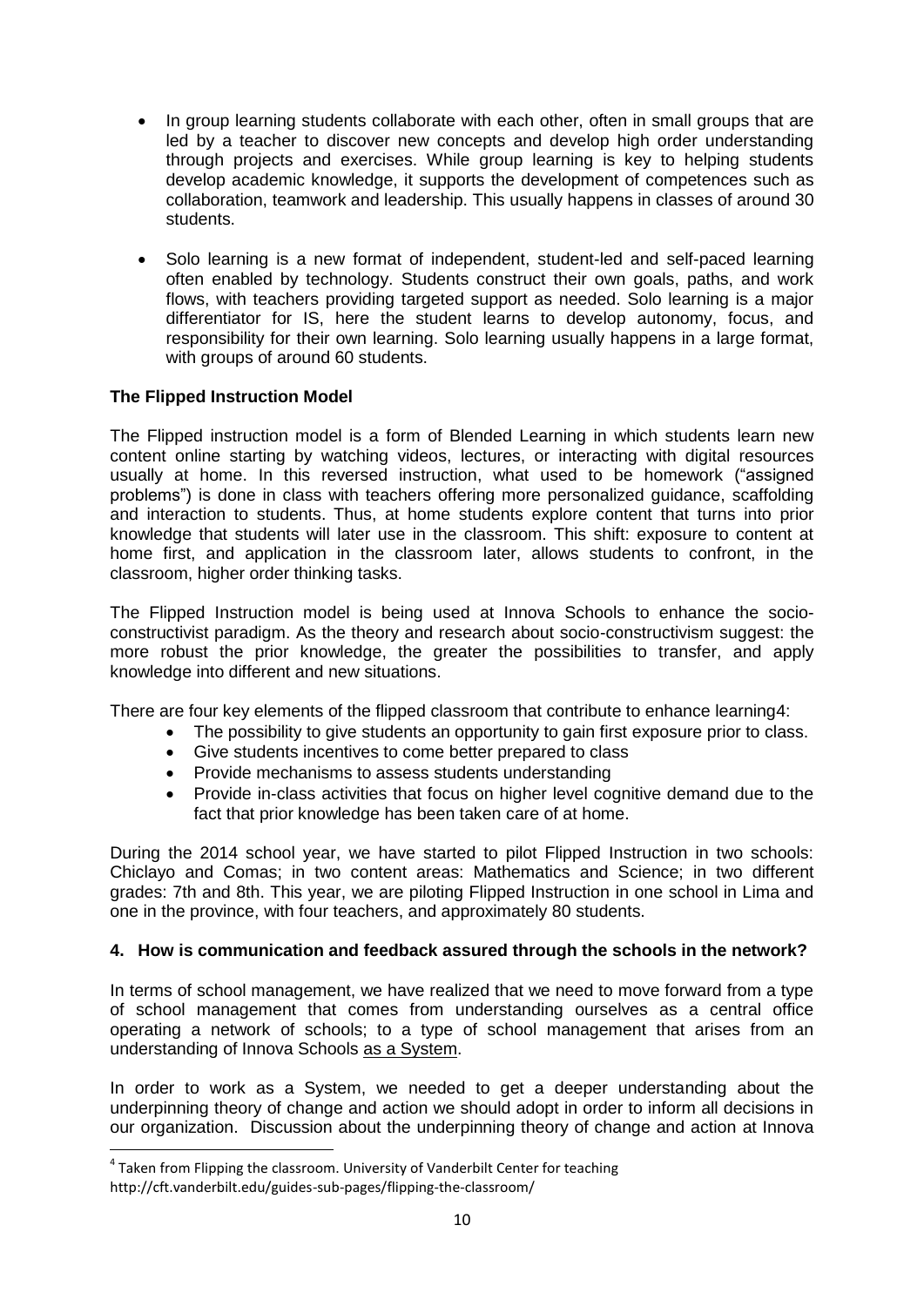- In group learning students collaborate with each other, often in small groups that are led by a teacher to discover new concepts and develop high order understanding through projects and exercises. While group learning is key to helping students develop academic knowledge, it supports the development of competences such as collaboration, teamwork and leadership. This usually happens in classes of around 30 students.

- Solo learning is a new format of independent, student-led and self-paced learning often enabled by technology. Students construct their own goals, paths, and work flows, with teachers providing targeted support as needed. Solo learning is a major differentiator for IS, here the student learns to develop autonomy, focus, and responsibility for their own learning. Solo learning usually happens in a large format, with groups of around 60 students.

**The Flipped Instruction Model**

The Flipped instruction model is a form of Blended Learning in which students learn new content online starting by watching videos, lectures, or interacting with digital resources usually at home. In this reversed instruction, what used to be homework ("assigned problems") is done in class with teachers offering more personalized guidance, scaffolding and interaction to students. Thus, at home students explore content that turns into prior knowledge that students will later use in the classroom. This shift: exposure to content at home first, and application in the classroom later, allows students to confront, in the classroom, higher order thinking tasks.

The Flipped Instruction model is being used at Innova Schools to enhance the socio-constructivist paradigm. As the theory and research about socio-constructivism suggest: the more robust the prior knowledge, the greater the possibilities to transfer, and apply knowledge into different and new situations.

There are four key elements of the flipped classroom that contribute to enhance learning[4]:

- The possibility to give students an opportunity to gain first exposure prior to class.
- Give students incentives to come better prepared to class
- Provide mechanisms to assess students understanding
- Provide in-class activities that focus on higher level cognitive demand due to the fact that prior knowledge has been taken care of at home.

During the 2014 school year, we have started to pilot Flipped Instruction in two schools: Chiclayo and Comas; in two content areas: Mathematics and Science; in two different grades: 7th and 8th. This year, we are piloting Flipped Instruction in one school in Lima and one in the province, with four teachers, and approximately 80 students.

**4. How is communication and feedback assured through the schools in the network?**

In terms of school management, we have realized that we need to move forward from a type of school management that comes from understanding ourselves as a central office operating a network of schools; to a type of school management that arises from an understanding of Innova Schools as a System.

In order to work as a System, we needed to get a deeper understanding about the underpinning theory of change and action we should adopt in order to inform all decisions in our organization. Discussion about the underpinning theory of change and action at Innova

[4] Taken from Flipping the classroom. University of Vanderbilt Center for teaching http://cft.vanderbilt.edu/guides-sub-pages/flipping-the-classroom/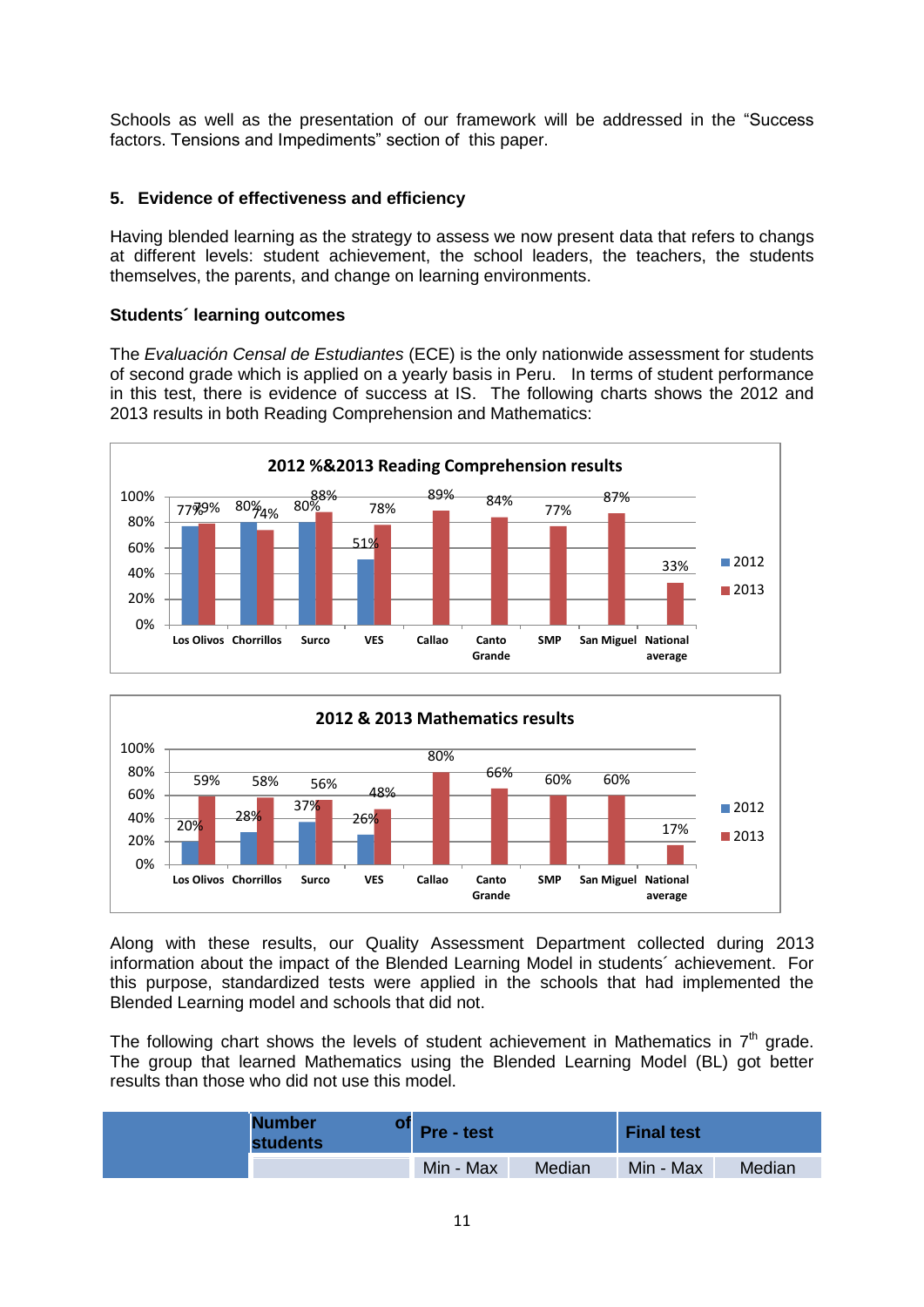Schools as well as the presentation of our framework will be addressed in the "Success factors. Tensions and Impediments" section of this paper.

## 5. Evidence of effectiveness and efficiency

Having blended learning as the strategy to assess we now present data that refers to changs at different levels: student achievement, the school leaders, the teachers, the students themselves, the parents, and change on learning environments.

### Students´ learning outcomes

The *Evaluación Censal de Estudiantes* (ECE) is the only nationwide assessment for students of second grade which is applied on a yearly basis in Peru. In terms of student performance in this test, there is evidence of success at IS. The following charts shows the 2012 and 2013 results in both Reading Comprehension and Mathematics:

**2012 %&2013 Reading Comprehension results**

| | Los Olivos | Chorrillos | Surco | VES | Callao | Canto Grande | SMP | San Miguel | National average |
|---|---|---|---|---|---|---|---|---|---|
| 2012 | 77% | 80% | 80% | 51% | | | | | |
| 2013 | 79% | 74% | 88% | 78% | 89% | 84% | 77% | 87% | 33% |

**2012 & 2013 Mathematics results**

| | Los Olivos | Chorrillos | Surco | VES | Callao | Canto Grande | SMP | San Miguel | National average |
|---|---|---|---|---|---|---|---|---|---|
| 2012 | 20% | 28% | 37% | 26% | | | | | |
| 2013 | 59% | 58% | 56% | 48% | 80% | 66% | 60% | 60% | 17% |

Along with these results, our Quality Assessment Department collected during 2013 information about the impact of the Blended Learning Model in students´ achievement. For this purpose, standardized tests were applied in the schools that had implemented the Blended Learning model and schools that did not.

The following chart shows the levels of student achievement in Mathematics in 7th grade. The group that learned Mathematics using the Blended Learning Model (BL) got better results than those who did not use this model.

| | Number of students | Pre - test | | Final test | |
|---|---|---|---|---|---|
| | | Min - Max | Median | Min - Max | Median |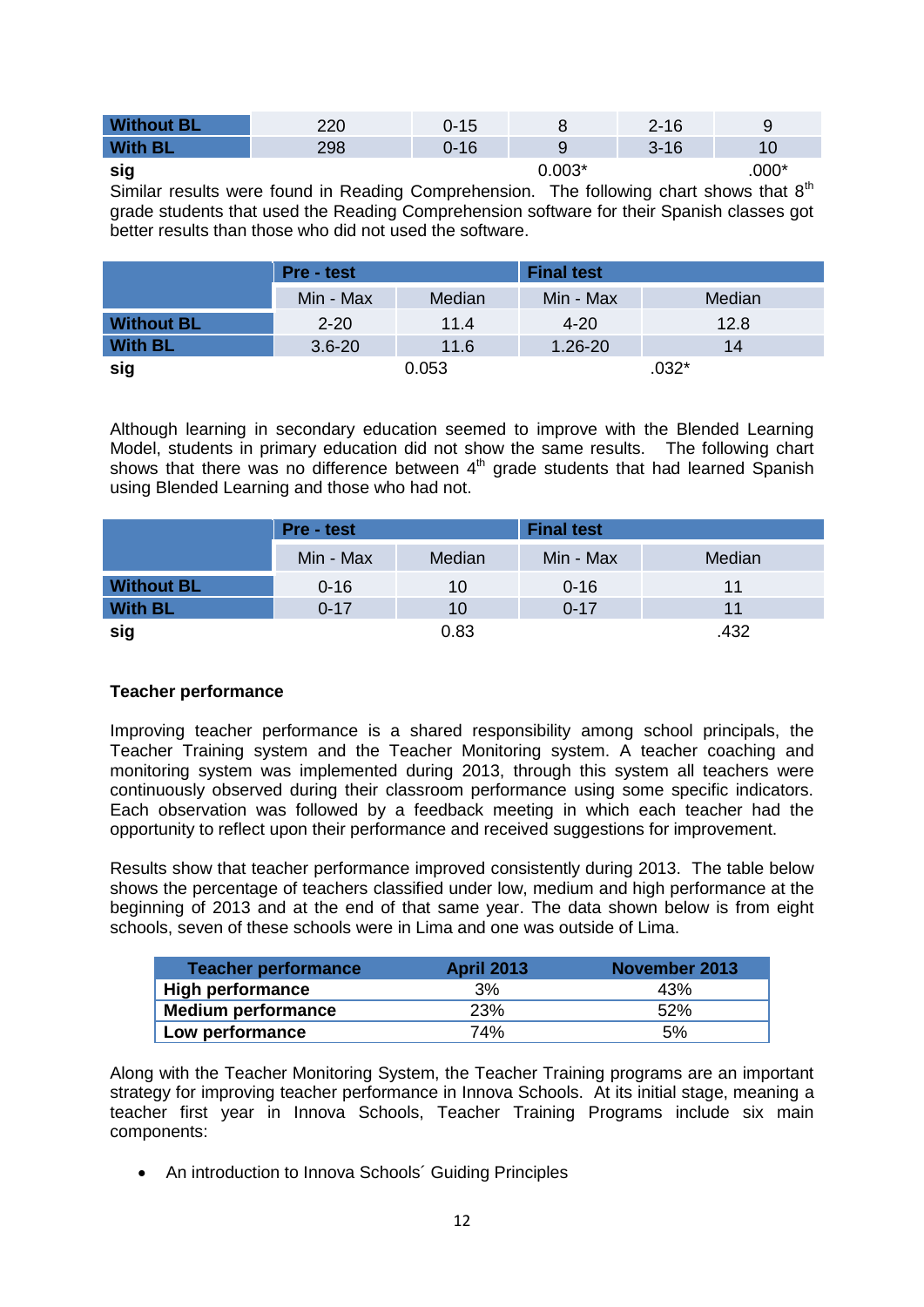| | | | | | |
|---|---|---|---|---|---|
| **Without BL** | 220 | 0-15 | 8 | 2-16 | 9 |
| **With BL** | 298 | 0-16 | 9 | 3-16 | 10 |
| **sig** | | | 0.003* | | .000* |

Similar results were found in Reading Comprehension. The following chart shows that 8th grade students that used the Reading Comprehension software for their Spanish classes got better results than those who did not used the software.

| | **Pre - test** | | **Final test** | |
|---|---|---|---|---|
| | Min - Max | Median | Min - Max | Median |
| **Without BL** | 2-20 | 11.4 | 4-20 | 12.8 |
| **With BL** | 3.6-20 | 11.6 | 1.26-20 | 14 |
| **sig** | 0.053 | | .032* | |

Although learning in secondary education seemed to improve with the Blended Learning Model, students in primary education did not show the same results. The following chart shows that there was no difference between 4th grade students that had learned Spanish using Blended Learning and those who had not.

| | **Pre - test** | | **Final test** | |
|---|---|---|---|---|
| | Min - Max | Median | Min - Max | Median |
| **Without BL** | 0-16 | 10 | 0-16 | 11 |
| **With BL** | 0-17 | 10 | 0-17 | 11 |
| **sig** | | 0.83 | | .432 |

**Teacher performance**

Improving teacher performance is a shared responsibility among school principals, the Teacher Training system and the Teacher Monitoring system. A teacher coaching and monitoring system was implemented during 2013, through this system all teachers were continuously observed during their classroom performance using some specific indicators. Each observation was followed by a feedback meeting in which each teacher had the opportunity to reflect upon their performance and received suggestions for improvement.

Results show that teacher performance improved consistently during 2013. The table below shows the percentage of teachers classified under low, medium and high performance at the beginning of 2013 and at the end of that same year. The data shown below is from eight schools, seven of these schools were in Lima and one was outside of Lima.

| **Teacher performance** | **April 2013** | **November 2013** |
|---|---|---|
| **High performance** | 3% | 43% |
| **Medium performance** | 23% | 52% |
| **Low performance** | 74% | 5% |

Along with the Teacher Monitoring System, the Teacher Training programs are an important strategy for improving teacher performance in Innova Schools. At its initial stage, meaning a teacher first year in Innova Schools, Teacher Training Programs include six main components:

- An introduction to Innova Schools´ Guiding Principles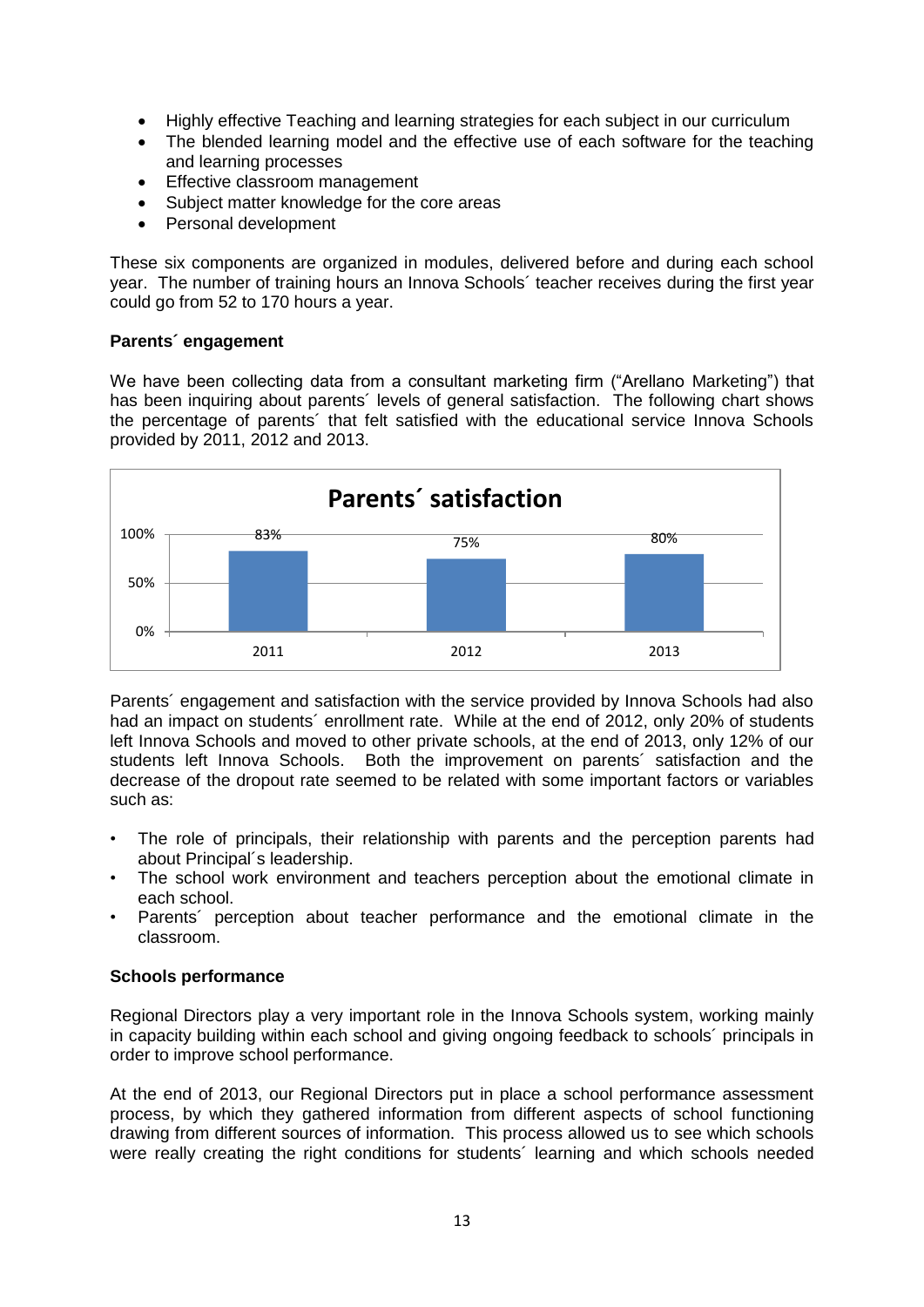- Highly effective Teaching and learning strategies for each subject in our curriculum
- The blended learning model and the effective use of each software for the teaching and learning processes
- Effective classroom management
- Subject matter knowledge for the core areas
- Personal development

These six components are organized in modules, delivered before and during each school year. The number of training hours an Innova Schools´ teacher receives during the first year could go from 52 to 170 hours a year.

**Parents´ engagement**

We have been collecting data from a consultant marketing firm ("Arellano Marketing") that has been inquiring about parents´ levels of general satisfaction. The following chart shows the percentage of parents´ that felt satisfied with the educational service Innova Schools provided by 2011, 2012 and 2013.

**Parents´ satisfaction**

| Year | Satisfaction |
| --- | --- |
| 2011 | 83% |
| 2012 | 75% |
| 2013 | 80% |

Parents´ engagement and satisfaction with the service provided by Innova Schools had also had an impact on students´ enrollment rate. While at the end of 2012, only 20% of students left Innova Schools and moved to other private schools, at the end of 2013, only 12% of our students left Innova Schools. Both the improvement on parents´ satisfaction and the decrease of the dropout rate seemed to be related with some important factors or variables such as:

- The role of principals, their relationship with parents and the perception parents had about Principal´s leadership.
- The school work environment and teachers perception about the emotional climate in each school.
- Parents´ perception about teacher performance and the emotional climate in the classroom.

**Schools performance**

Regional Directors play a very important role in the Innova Schools system, working mainly in capacity building within each school and giving ongoing feedback to schools´ principals in order to improve school performance.

At the end of 2013, our Regional Directors put in place a school performance assessment process, by which they gathered information from different aspects of school functioning drawing from different sources of information. This process allowed us to see which schools were really creating the right conditions for students´ learning and which schools needed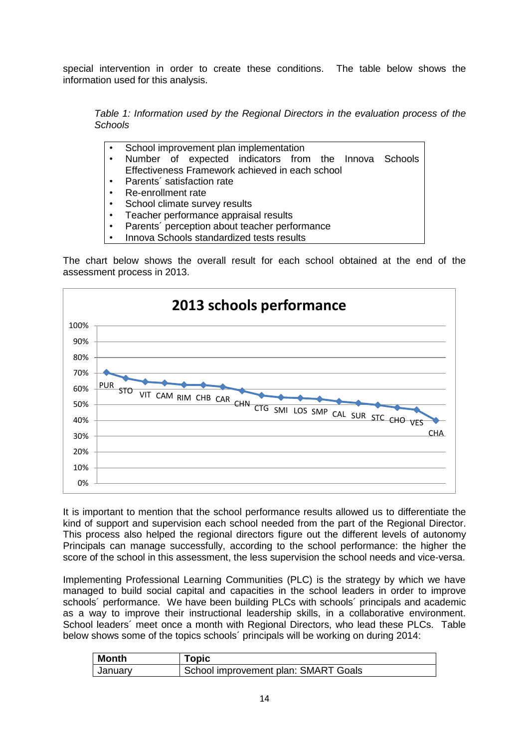special intervention in order to create these conditions. The table below shows the information used for this analysis.

*Table 1: Information used by the Regional Directors in the evaluation process of the Schools*

- School improvement plan implementation
- Number of expected indicators from the Innova Schools Effectiveness Framework achieved in each school
- Parents´ satisfaction rate
- Re-enrollment rate
- School climate survey results
- Teacher performance appraisal results
- Parents´ perception about teacher performance
- Innova Schools standardized tests results

The chart below shows the overall result for each school obtained at the end of the assessment process in 2013.

**2013 schools performance**

| School | Performance |
|---|---|
| PUR | 70% |
| STO | 67% |
| VIT | 65% |
| CAM | 64% |
| RIM | 63% |
| CHB | 63% |
| CAR | 62% |
| CHN | 59% |
| CTG | 56% |
| SMI | 55% |
| LOS | 55% |
| SMP | 54% |
| CAL | 52% |
| SUR | 51% |
| STC | 50% |
| CHO | 48% |
| VES | 47% |
| CHA | 40% |

It is important to mention that the school performance results allowed us to differentiate the kind of support and supervision each school needed from the part of the Regional Director. This process also helped the regional directors figure out the different levels of autonomy Principals can manage successfully, according to the school performance: the higher the score of the school in this assessment, the less supervision the school needs and vice-versa.

Implementing Professional Learning Communities (PLC) is the strategy by which we have managed to build social capital and capacities in the school leaders in order to improve schools´ performance. We have been building PLCs with schools´ principals and academic as a way to improve their instructional leadership skills, in a collaborative environment. School leaders´ meet once a month with Regional Directors, who lead these PLCs. Table below shows some of the topics schools´ principals will be working on during 2014:

| Month | Topic |
|---|---|
| January | School improvement plan: SMART Goals |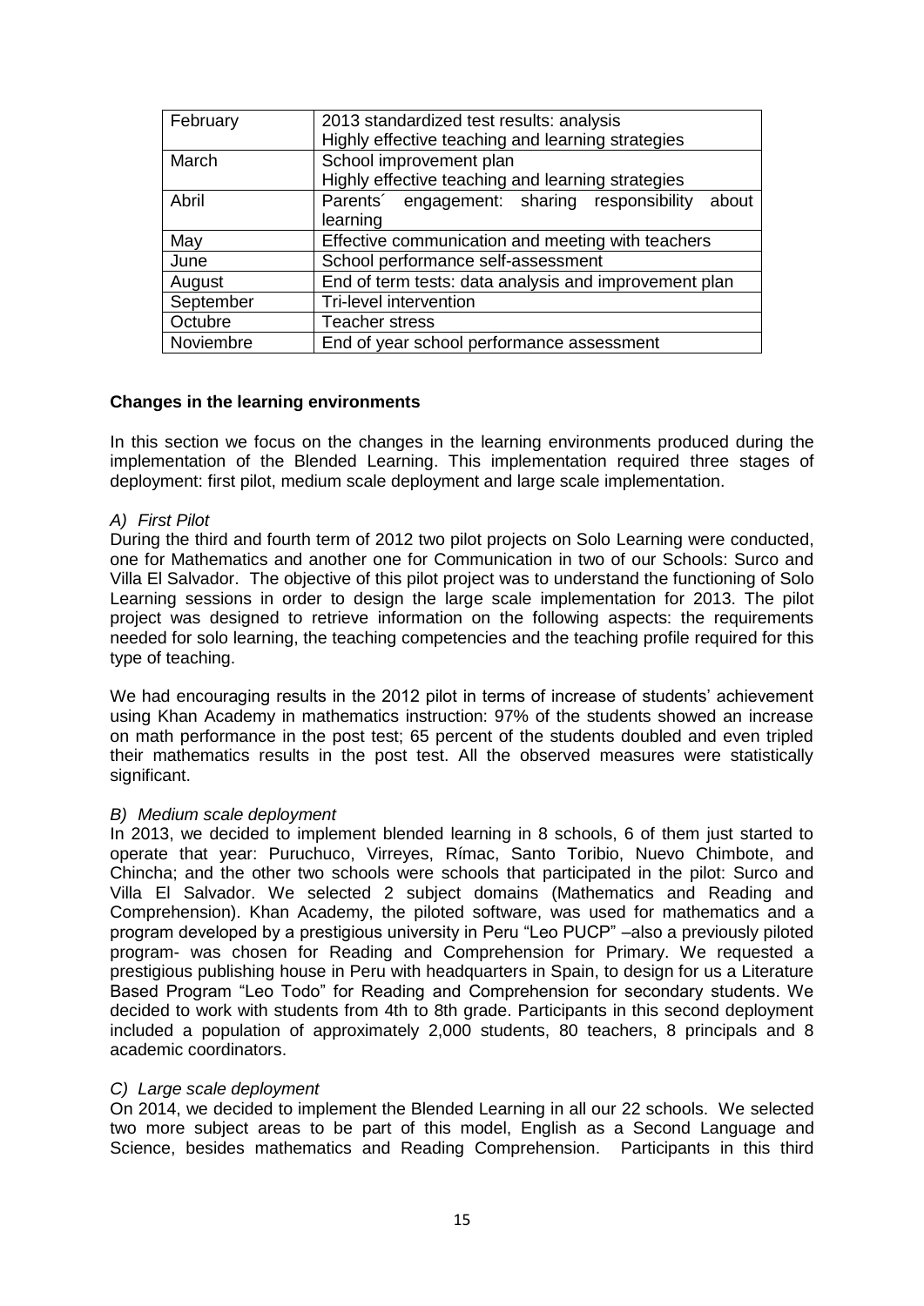| February | 2013 standardized test results: analysis<br>Highly effective teaching and learning strategies |
|---|---|
| March | School improvement plan<br>Highly effective teaching and learning strategies |
| Abril | Parents´ engagement: sharing responsibility about learning |
| May | Effective communication and meeting with teachers |
| June | School performance self-assessment |
| August | End of term tests: data analysis and improvement plan |
| September | Tri-level intervention |
| Octubre | Teacher stress |
| Noviembre | End of year school performance assessment |

**Changes in the learning environments**

In this section we focus on the changes in the learning environments produced during the implementation of the Blended Learning. This implementation required three stages of deployment: first pilot, medium scale deployment and large scale implementation.

*A) First Pilot*

During the third and fourth term of 2012 two pilot projects on Solo Learning were conducted, one for Mathematics and another one for Communication in two of our Schools: Surco and Villa El Salvador. The objective of this pilot project was to understand the functioning of Solo Learning sessions in order to design the large scale implementation for 2013. The pilot project was designed to retrieve information on the following aspects: the requirements needed for solo learning, the teaching competencies and the teaching profile required for this type of teaching.

We had encouraging results in the 2012 pilot in terms of increase of students' achievement using Khan Academy in mathematics instruction: 97% of the students showed an increase on math performance in the post test; 65 percent of the students doubled and even tripled their mathematics results in the post test. All the observed measures were statistically significant.

*B) Medium scale deployment*

In 2013, we decided to implement blended learning in 8 schools, 6 of them just started to operate that year: Puruchuco, Virreyes, Rímac, Santo Toribio, Nuevo Chimbote, and Chincha; and the other two schools were schools that participated in the pilot: Surco and Villa El Salvador. We selected 2 subject domains (Mathematics and Reading and Comprehension). Khan Academy, the piloted software, was used for mathematics and a program developed by a prestigious university in Peru "Leo PUCP" –also a previously piloted program- was chosen for Reading and Comprehension for Primary. We requested a prestigious publishing house in Peru with headquarters in Spain, to design for us a Literature Based Program "Leo Todo" for Reading and Comprehension for secondary students. We decided to work with students from 4th to 8th grade. Participants in this second deployment included a population of approximately 2,000 students, 80 teachers, 8 principals and 8 academic coordinators.

*C) Large scale deployment*

On 2014, we decided to implement the Blended Learning in all our 22 schools. We selected two more subject areas to be part of this model, English as a Second Language and Science, besides mathematics and Reading Comprehension. Participants in this third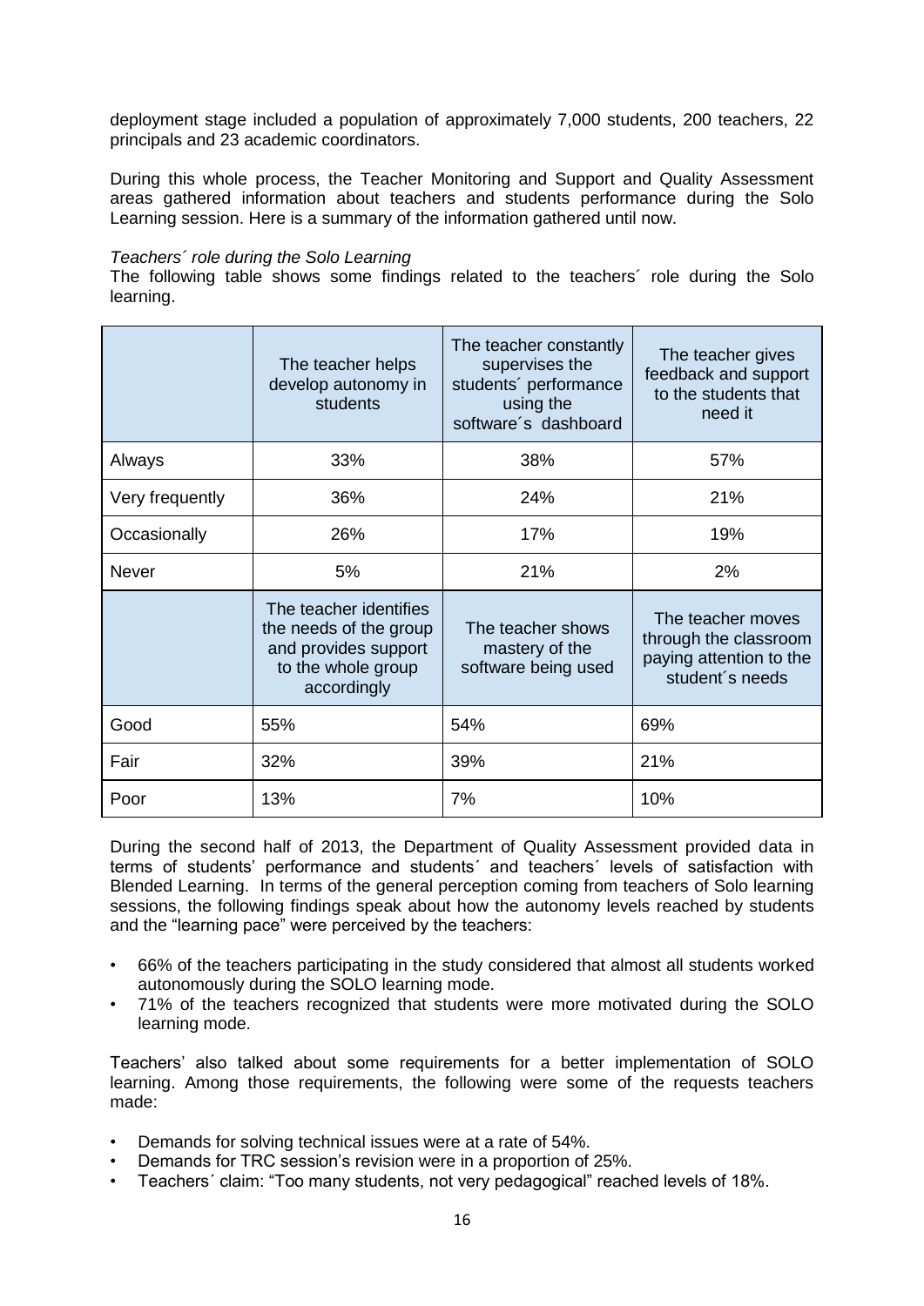deployment stage included a population of approximately 7,000 students, 200 teachers, 22 principals and 23 academic coordinators.

During this whole process, the Teacher Monitoring and Support and Quality Assessment areas gathered information about teachers and students performance during the Solo Learning session. Here is a summary of the information gathered until now.

*Teachers´ role during the Solo Learning*

The following table shows some findings related to the teachers´ role during the Solo learning.

| | The teacher helps develop autonomy in students | The teacher constantly supervises the students´ performance using the software´s dashboard | The teacher gives feedback and support to the students that need it |
|---|---|---|---|
| Always | 33% | 38% | 57% |
| Very frequently | 36% | 24% | 21% |
| Occasionally | 26% | 17% | 19% |
| Never | 5% | 21% | 2% |
| | **The teacher identifies the needs of the group and provides support to the whole group accordingly** | **The teacher shows mastery of the software being used** | **The teacher moves through the classroom paying attention to the student´s needs** |
| Good | 55% | 54% | 69% |
| Fair | 32% | 39% | 21% |
| Poor | 13% | 7% | 10% |

During the second half of 2013, the Department of Quality Assessment provided data in terms of students' performance and students´ and teachers´ levels of satisfaction with Blended Learning. In terms of the general perception coming from teachers of Solo learning sessions, the following findings speak about how the autonomy levels reached by students and the "learning pace" were perceived by the teachers:

- 66% of the teachers participating in the study considered that almost all students worked autonomously during the SOLO learning mode.
- 71% of the teachers recognized that students were more motivated during the SOLO learning mode.

Teachers' also talked about some requirements for a better implementation of SOLO learning. Among those requirements, the following were some of the requests teachers made:

- Demands for solving technical issues were at a rate of 54%.
- Demands for TRC session's revision were in a proportion of 25%.
- Teachers´ claim: "Too many students, not very pedagogical" reached levels of 18%.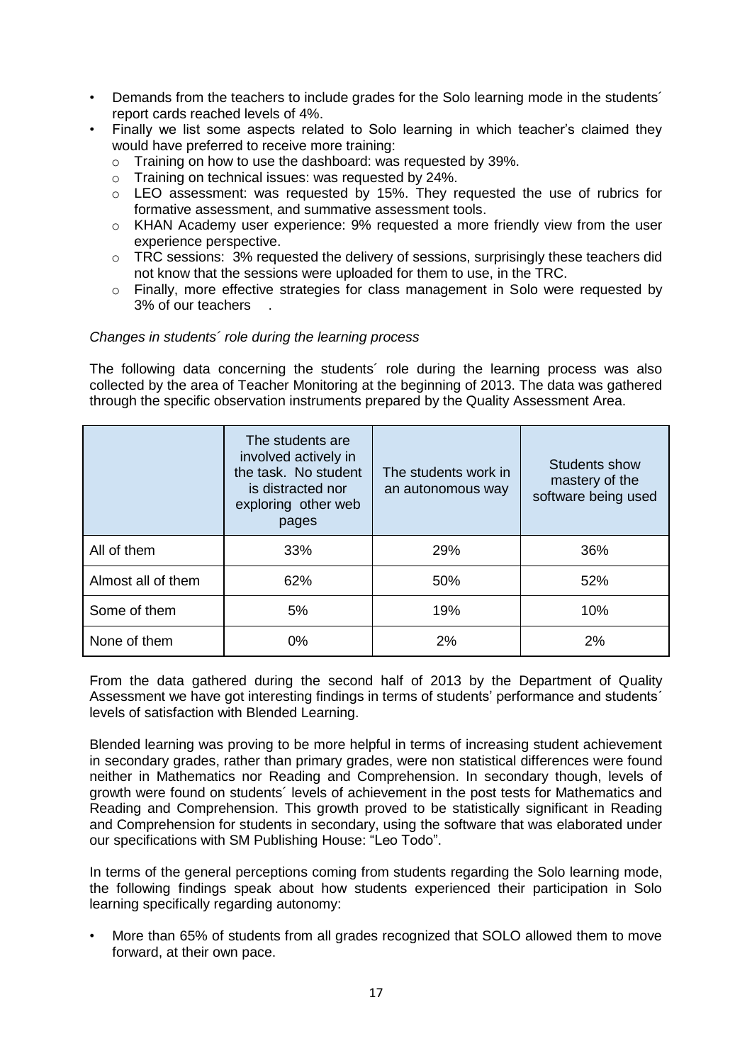- Demands from the teachers to include grades for the Solo learning mode in the students´ report cards reached levels of 4%.
- Finally we list some aspects related to Solo learning in which teacher's claimed they would have preferred to receive more training:
  - Training on how to use the dashboard: was requested by 39%.
  - Training on technical issues: was requested by 24%.
  - LEO assessment: was requested by 15%. They requested the use of rubrics for formative assessment, and summative assessment tools.
  - KHAN Academy user experience: 9% requested a more friendly view from the user experience perspective.
  - TRC sessions: 3% requested the delivery of sessions, surprisingly these teachers did not know that the sessions were uploaded for them to use, in the TRC.
  - Finally, more effective strategies for class management in Solo were requested by 3% of our teachers .

*Changes in students´ role during the learning process*

The following data concerning the students´ role during the learning process was also collected by the area of Teacher Monitoring at the beginning of 2013. The data was gathered through the specific observation instruments prepared by the Quality Assessment Area.

| | The students are involved actively in the task. No student is distracted nor exploring other web pages | The students work in an autonomous way | Students show mastery of the software being used |
|---|---|---|---|
| All of them | 33% | 29% | 36% |
| Almost all of them | 62% | 50% | 52% |
| Some of them | 5% | 19% | 10% |
| None of them | 0% | 2% | 2% |

From the data gathered during the second half of 2013 by the Department of Quality Assessment we have got interesting findings in terms of students' performance and students´ levels of satisfaction with Blended Learning.

Blended learning was proving to be more helpful in terms of increasing student achievement in secondary grades, rather than primary grades, were non statistical differences were found neither in Mathematics nor Reading and Comprehension. In secondary though, levels of growth were found on students´ levels of achievement in the post tests for Mathematics and Reading and Comprehension. This growth proved to be statistically significant in Reading and Comprehension for students in secondary, using the software that was elaborated under our specifications with SM Publishing House: "Leo Todo".

In terms of the general perceptions coming from students regarding the Solo learning mode, the following findings speak about how students experienced their participation in Solo learning specifically regarding autonomy:

- More than 65% of students from all grades recognized that SOLO allowed them to move forward, at their own pace.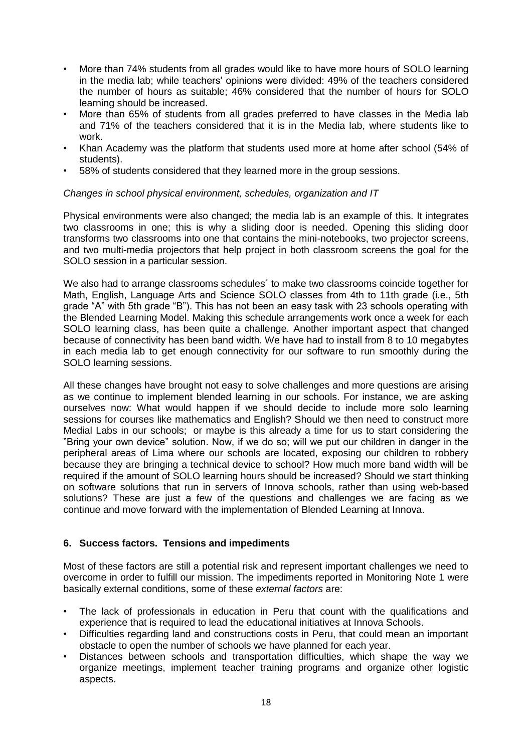- More than 74% students from all grades would like to have more hours of SOLO learning in the media lab; while teachers' opinions were divided: 49% of the teachers considered the number of hours as suitable; 46% considered that the number of hours for SOLO learning should be increased.
- More than 65% of students from all grades preferred to have classes in the Media lab and 71% of the teachers considered that it is in the Media lab, where students like to work.
- Khan Academy was the platform that students used more at home after school (54% of students).
- 58% of students considered that they learned more in the group sessions.

*Changes in school physical environment, schedules, organization and IT*

Physical environments were also changed; the media lab is an example of this. It integrates two classrooms in one; this is why a sliding door is needed. Opening this sliding door transforms two classrooms into one that contains the mini-notebooks, two projector screens, and two multi-media projectors that help project in both classroom screens the goal for the SOLO session in a particular session.

We also had to arrange classrooms schedules´ to make two classrooms coincide together for Math, English, Language Arts and Science SOLO classes from 4th to 11th grade (i.e., 5th grade "A" with 5th grade "B"). This has not been an easy task with 23 schools operating with the Blended Learning Model. Making this schedule arrangements work once a week for each SOLO learning class, has been quite a challenge. Another important aspect that changed because of connectivity has been band width. We have had to install from 8 to 10 megabytes in each media lab to get enough connectivity for our software to run smoothly during the SOLO learning sessions.

All these changes have brought not easy to solve challenges and more questions are arising as we continue to implement blended learning in our schools. For instance, we are asking ourselves now: What would happen if we should decide to include more solo learning sessions for courses like mathematics and English? Should we then need to construct more Medial Labs in our schools; or maybe is this already a time for us to start considering the "Bring your own device" solution. Now, if we do so; will we put our children in danger in the peripheral areas of Lima where our schools are located, exposing our children to robbery because they are bringing a technical device to school? How much more band width will be required if the amount of SOLO learning hours should be increased? Should we start thinking on software solutions that run in servers of Innova schools, rather than using web-based solutions? These are just a few of the questions and challenges we are facing as we continue and move forward with the implementation of Blended Learning at Innova.

## 6. Success factors. Tensions and impediments

Most of these factors are still a potential risk and represent important challenges we need to overcome in order to fulfill our mission. The impediments reported in Monitoring Note 1 were basically external conditions, some of these *external factors* are:

- The lack of professionals in education in Peru that count with the qualifications and experience that is required to lead the educational initiatives at Innova Schools.
- Difficulties regarding land and constructions costs in Peru, that could mean an important obstacle to open the number of schools we have planned for each year.
- Distances between schools and transportation difficulties, which shape the way we organize meetings, implement teacher training programs and organize other logistic aspects.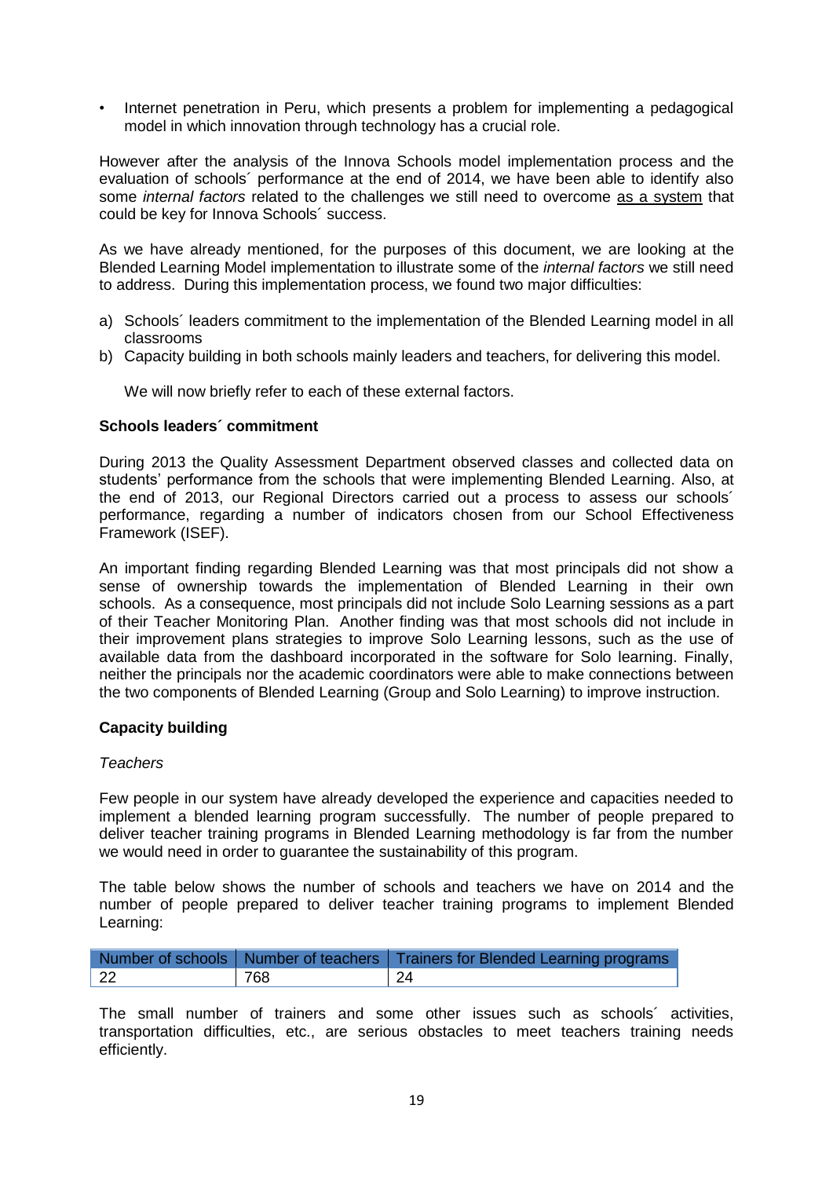- Internet penetration in Peru, which presents a problem for implementing a pedagogical model in which innovation through technology has a crucial role.

However after the analysis of the Innova Schools model implementation process and the evaluation of schools´ performance at the end of 2014, we have been able to identify also some *internal factors* related to the challenges we still need to overcome as a system that could be key for Innova Schools´ success.

As we have already mentioned, for the purposes of this document, we are looking at the Blended Learning Model implementation to illustrate some of the *internal factors* we still need to address. During this implementation process, we found two major difficulties:

a) Schools´ leaders commitment to the implementation of the Blended Learning model in all classrooms
b) Capacity building in both schools mainly leaders and teachers, for delivering this model.

We will now briefly refer to each of these external factors.

**Schools leaders´ commitment**

During 2013 the Quality Assessment Department observed classes and collected data on students' performance from the schools that were implementing Blended Learning. Also, at the end of 2013, our Regional Directors carried out a process to assess our schools´ performance, regarding a number of indicators chosen from our School Effectiveness Framework (ISEF).

An important finding regarding Blended Learning was that most principals did not show a sense of ownership towards the implementation of Blended Learning in their own schools. As a consequence, most principals did not include Solo Learning sessions as a part of their Teacher Monitoring Plan. Another finding was that most schools did not include in their improvement plans strategies to improve Solo Learning lessons, such as the use of available data from the dashboard incorporated in the software for Solo learning. Finally, neither the principals nor the academic coordinators were able to make connections between the two components of Blended Learning (Group and Solo Learning) to improve instruction.

**Capacity building**

*Teachers*

Few people in our system have already developed the experience and capacities needed to implement a blended learning program successfully. The number of people prepared to deliver teacher training programs in Blended Learning methodology is far from the number we would need in order to guarantee the sustainability of this program.

The table below shows the number of schools and teachers we have on 2014 and the number of people prepared to deliver teacher training programs to implement Blended Learning:

| Number of schools | Number of teachers | Trainers for Blended Learning programs |
|---|---|---|
| 22 | 768 | 24 |

The small number of trainers and some other issues such as schools´ activities, transportation difficulties, etc., are serious obstacles to meet teachers training needs efficiently.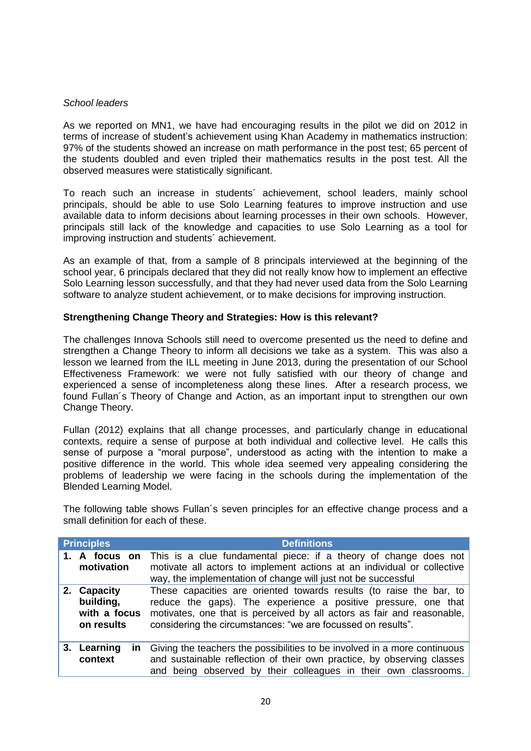*School leaders*

As we reported on MN1, we have had encouraging results in the pilot we did on 2012 in terms of increase of student's achievement using Khan Academy in mathematics instruction: 97% of the students showed an increase on math performance in the post test; 65 percent of the students doubled and even tripled their mathematics results in the post test. All the observed measures were statistically significant.

To reach such an increase in students´ achievement, school leaders, mainly school principals, should be able to use Solo Learning features to improve instruction and use available data to inform decisions about learning processes in their own schools. However, principals still lack of the knowledge and capacities to use Solo Learning as a tool for improving instruction and students´ achievement.

As an example of that, from a sample of 8 principals interviewed at the beginning of the school year, 6 principals declared that they did not really know how to implement an effective Solo Learning lesson successfully, and that they had never used data from the Solo Learning software to analyze student achievement, or to make decisions for improving instruction.

**Strengthening Change Theory and Strategies: How is this relevant?**

The challenges Innova Schools still need to overcome presented us the need to define and strengthen a Change Theory to inform all decisions we take as a system. This was also a lesson we learned from the ILL meeting in June 2013, during the presentation of our School Effectiveness Framework: we were not fully satisfied with our theory of change and experienced a sense of incompleteness along these lines. After a research process, we found Fullan´s Theory of Change and Action, as an important input to strengthen our own Change Theory.

Fullan (2012) explains that all change processes, and particularly change in educational contexts, require a sense of purpose at both individual and collective level. He calls this sense of purpose a "moral purpose", understood as acting with the intention to make a positive difference in the world. This whole idea seemed very appealing considering the problems of leadership we were facing in the schools during the implementation of the Blended Learning Model.

The following table shows Fullan´s seven principles for an effective change process and a small definition for each of these.

| Principles | Definitions |
|---|---|
| **1. A focus on motivation** | This is a clue fundamental piece: if a theory of change does not motivate all actors to implement actions at an individual or collective way, the implementation of change will just not be successful |
| **2. Capacity building, with a focus on results** | These capacities are oriented towards results (to raise the bar, to reduce the gaps). The experience a positive pressure, one that motivates, one that is perceived by all actors as fair and reasonable, considering the circumstances: "we are focussed on results". |
| **3. Learning in context** | Giving the teachers the possibilities to be involved in a more continuous and sustainable reflection of their own practice, by observing classes and being observed by their colleagues in their own classrooms. |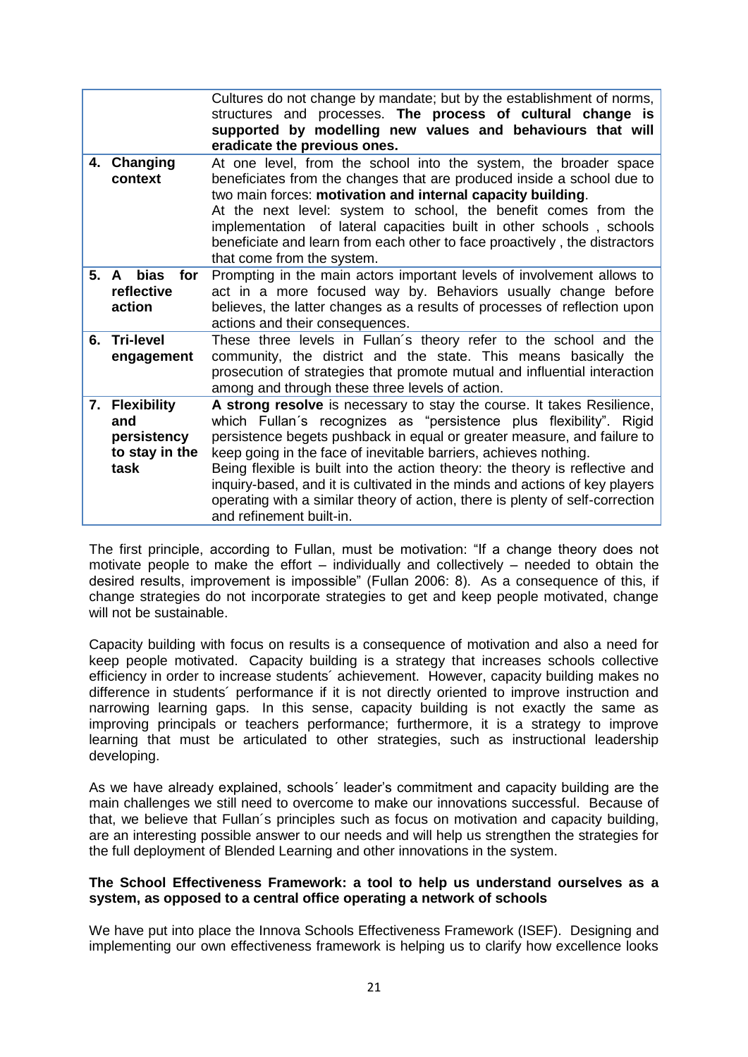| | |
|---|---|
| | Cultures do not change by mandate; but by the establishment of norms, structures and processes. **The process of cultural change is supported by modelling new values and behaviours that will eradicate the previous ones.** |
| **4. Changing context** | At one level, from the school into the system, the broader space beneficiates from the changes that are produced inside a school due to two main forces: **motivation and internal capacity building**. At the next level: system to school, the benefit comes from the implementation of lateral capacities built in other schools , schools beneficiate and learn from each other to face proactively , the distractors that come from the system. |
| **5. A bias for reflective action** | Prompting in the main actors important levels of involvement allows to act in a more focused way by. Behaviors usually change before believes, the latter changes as a results of processes of reflection upon actions and their consequences. |
| **6. Tri-level engagement** | These three levels in Fullan´s theory refer to the school and the community, the district and the state. This means basically the prosecution of strategies that promote mutual and influential interaction among and through these three levels of action. |
| **7. Flexibility and persistency to stay in the task** | **A strong resolve** is necessary to stay the course. It takes Resilience, which Fullan´s recognizes as "persistence plus flexibility". Rigid persistence begets pushback in equal or greater measure, and failure to keep going in the face of inevitable barriers, achieves nothing. Being flexible is built into the action theory: the theory is reflective and inquiry-based, and it is cultivated in the minds and actions of key players operating with a similar theory of action, there is plenty of self-correction and refinement built-in. |

The first principle, according to Fullan, must be motivation: "If a change theory does not motivate people to make the effort – individually and collectively – needed to obtain the desired results, improvement is impossible" (Fullan 2006: 8). As a consequence of this, if change strategies do not incorporate strategies to get and keep people motivated, change will not be sustainable.

Capacity building with focus on results is a consequence of motivation and also a need for keep people motivated. Capacity building is a strategy that increases schools collective efficiency in order to increase students´ achievement. However, capacity building makes no difference in students´ performance if it is not directly oriented to improve instruction and narrowing learning gaps. In this sense, capacity building is not exactly the same as improving principals or teachers performance; furthermore, it is a strategy to improve learning that must be articulated to other strategies, such as instructional leadership developing.

As we have already explained, schools´ leader's commitment and capacity building are the main challenges we still need to overcome to make our innovations successful. Because of that, we believe that Fullan´s principles such as focus on motivation and capacity building, are an interesting possible answer to our needs and will help us strengthen the strategies for the full deployment of Blended Learning and other innovations in the system.

**The School Effectiveness Framework: a tool to help us understand ourselves as a system, as opposed to a central office operating a network of schools**

We have put into place the Innova Schools Effectiveness Framework (ISEF). Designing and implementing our own effectiveness framework is helping us to clarify how excellence looks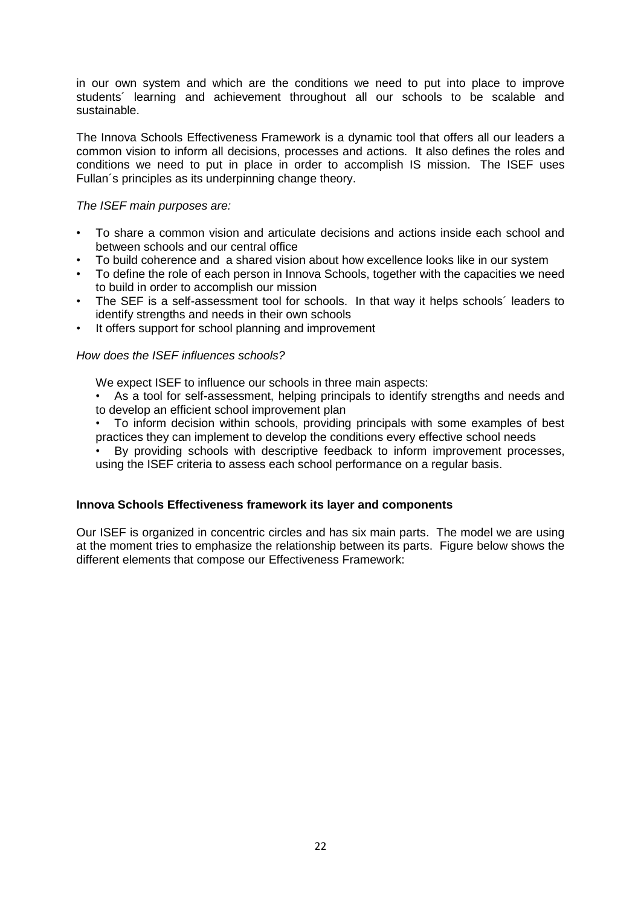in our own system and which are the conditions we need to put into place to improve students´ learning and achievement throughout all our schools to be scalable and sustainable.

The Innova Schools Effectiveness Framework is a dynamic tool that offers all our leaders a common vision to inform all decisions, processes and actions. It also defines the roles and conditions we need to put in place in order to accomplish IS mission. The ISEF uses Fullan´s principles as its underpinning change theory.

*The ISEF main purposes are:*

- To share a common vision and articulate decisions and actions inside each school and between schools and our central office
- To build coherence and a shared vision about how excellence looks like in our system
- To define the role of each person in Innova Schools, together with the capacities we need to build in order to accomplish our mission
- The SEF is a self-assessment tool for schools. In that way it helps schools´ leaders to identify strengths and needs in their own schools
- It offers support for school planning and improvement

*How does the ISEF influences schools?*

We expect ISEF to influence our schools in three main aspects:

- As a tool for self-assessment, helping principals to identify strengths and needs and to develop an efficient school improvement plan
- To inform decision within schools, providing principals with some examples of best practices they can implement to develop the conditions every effective school needs
- By providing schools with descriptive feedback to inform improvement processes, using the ISEF criteria to assess each school performance on a regular basis.

**Innova Schools Effectiveness framework its layer and components**

Our ISEF is organized in concentric circles and has six main parts. The model we are using at the moment tries to emphasize the relationship between its parts. Figure below shows the different elements that compose our Effectiveness Framework: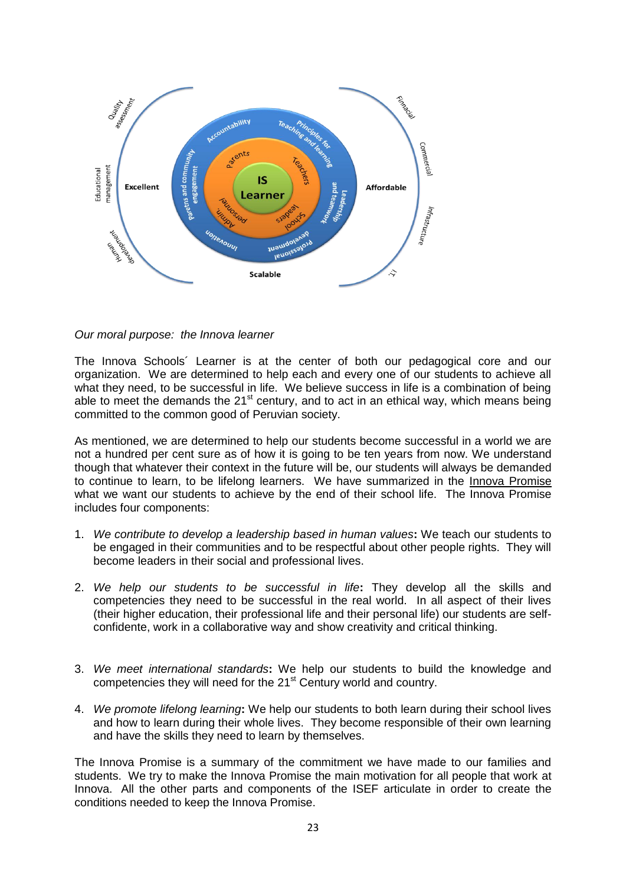*Our moral purpose: the Innova learner*

The Innova Schools´ Learner is at the center of both our pedagogical core and our organization. We are determined to help each and every one of our students to achieve all what they need, to be successful in life. We believe success in life is a combination of being able to meet the demands the 21[st] century, and to act in an ethical way, which means being committed to the common good of Peruvian society.

As mentioned, we are determined to help our students become successful in a world we are not a hundred per cent sure as of how it is going to be ten years from now. We understand though that whatever their context in the future will be, our students will always be demanded to continue to learn, to be lifelong learners. We have summarized in the Innova Promise what we want our students to achieve by the end of their school life. The Innova Promise includes four components:

1. *We contribute to develop a leadership based in human values***:** We teach our students to be engaged in their communities and to be respectful about other people rights. They will become leaders in their social and professional lives.

2. *We help our students to be successful in life***:** They develop all the skills and competencies they need to be successful in the real world. In all aspect of their lives (their higher education, their professional life and their personal life) our students are self-confidente, work in a collaborative way and show creativity and critical thinking.

3. *We meet international standards***:** We help our students to build the knowledge and competencies they will need for the 21[st] Century world and country.

4. *We promote lifelong learning***:** We help our students to both learn during their school lives and how to learn during their whole lives. They become responsible of their own learning and have the skills they need to learn by themselves.

The Innova Promise is a summary of the commitment we have made to our families and students. We try to make the Innova Promise the main motivation for all people that work at Innova. All the other parts and components of the ISEF articulate in order to create the conditions needed to keep the Innova Promise.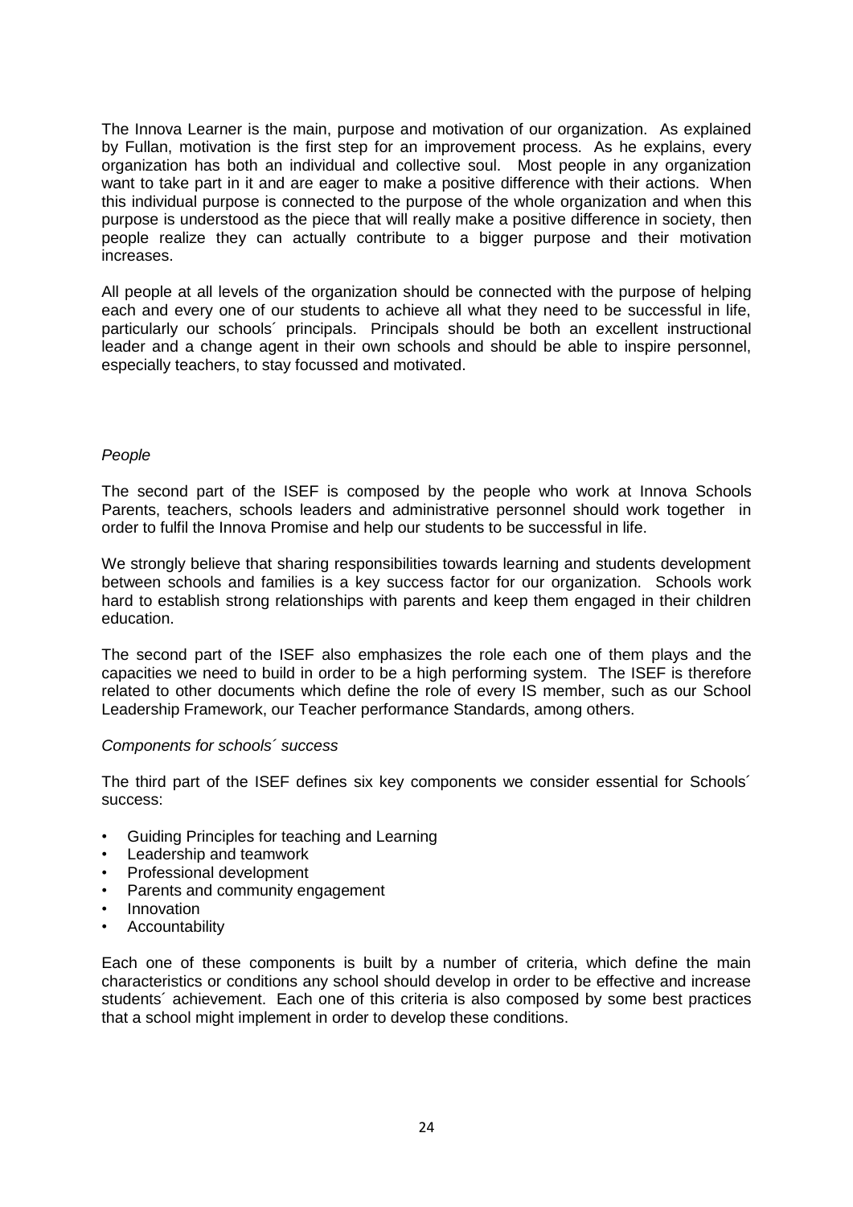The Innova Learner is the main, purpose and motivation of our organization. As explained by Fullan, motivation is the first step for an improvement process. As he explains, every organization has both an individual and collective soul. Most people in any organization want to take part in it and are eager to make a positive difference with their actions. When this individual purpose is connected to the purpose of the whole organization and when this purpose is understood as the piece that will really make a positive difference in society, then people realize they can actually contribute to a bigger purpose and their motivation increases.

All people at all levels of the organization should be connected with the purpose of helping each and every one of our students to achieve all what they need to be successful in life, particularly our schools´ principals. Principals should be both an excellent instructional leader and a change agent in their own schools and should be able to inspire personnel, especially teachers, to stay focussed and motivated.

*People*

The second part of the ISEF is composed by the people who work at Innova Schools Parents, teachers, schools leaders and administrative personnel should work together in order to fulfil the Innova Promise and help our students to be successful in life.

We strongly believe that sharing responsibilities towards learning and students development between schools and families is a key success factor for our organization. Schools work hard to establish strong relationships with parents and keep them engaged in their children education.

The second part of the ISEF also emphasizes the role each one of them plays and the capacities we need to build in order to be a high performing system. The ISEF is therefore related to other documents which define the role of every IS member, such as our School Leadership Framework, our Teacher performance Standards, among others.

*Components for schools´ success*

The third part of the ISEF defines six key components we consider essential for Schools´ success:

- Guiding Principles for teaching and Learning
- Leadership and teamwork
- Professional development
- Parents and community engagement
- Innovation
- Accountability

Each one of these components is built by a number of criteria, which define the main characteristics or conditions any school should develop in order to be effective and increase students´ achievement. Each one of this criteria is also composed by some best practices that a school might implement in order to develop these conditions.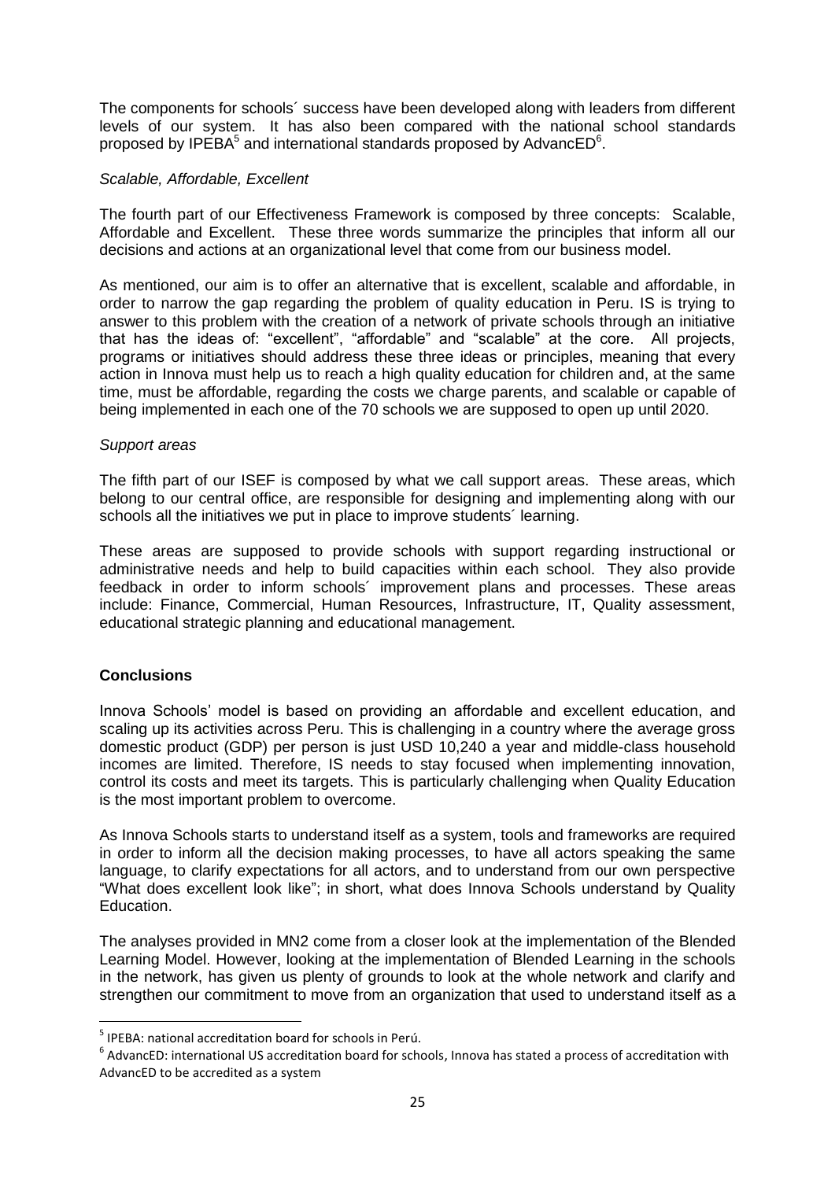The components for schools´ success have been developed along with leaders from different levels of our system. It has also been compared with the national school standards proposed by IPEBA[5] and international standards proposed by AdvancED[6].

*Scalable, Affordable, Excellent*

The fourth part of our Effectiveness Framework is composed by three concepts: Scalable, Affordable and Excellent. These three words summarize the principles that inform all our decisions and actions at an organizational level that come from our business model.

As mentioned, our aim is to offer an alternative that is excellent, scalable and affordable, in order to narrow the gap regarding the problem of quality education in Peru. IS is trying to answer to this problem with the creation of a network of private schools through an initiative that has the ideas of: "excellent", "affordable" and "scalable" at the core. All projects, programs or initiatives should address these three ideas or principles, meaning that every action in Innova must help us to reach a high quality education for children and, at the same time, must be affordable, regarding the costs we charge parents, and scalable or capable of being implemented in each one of the 70 schools we are supposed to open up until 2020.

*Support areas*

The fifth part of our ISEF is composed by what we call support areas. These areas, which belong to our central office, are responsible for designing and implementing along with our schools all the initiatives we put in place to improve students´ learning.

These areas are supposed to provide schools with support regarding instructional or administrative needs and help to build capacities within each school. They also provide feedback in order to inform schools´ improvement plans and processes. These areas include: Finance, Commercial, Human Resources, Infrastructure, IT, Quality assessment, educational strategic planning and educational management.

**Conclusions**

Innova Schools' model is based on providing an affordable and excellent education, and scaling up its activities across Peru. This is challenging in a country where the average gross domestic product (GDP) per person is just USD 10,240 a year and middle-class household incomes are limited. Therefore, IS needs to stay focused when implementing innovation, control its costs and meet its targets. This is particularly challenging when Quality Education is the most important problem to overcome.

As Innova Schools starts to understand itself as a system, tools and frameworks are required in order to inform all the decision making processes, to have all actors speaking the same language, to clarify expectations for all actors, and to understand from our own perspective "What does excellent look like"; in short, what does Innova Schools understand by Quality Education.

The analyses provided in MN2 come from a closer look at the implementation of the Blended Learning Model. However, looking at the implementation of Blended Learning in the schools in the network, has given us plenty of grounds to look at the whole network and clarify and strengthen our commitment to move from an organization that used to understand itself as a

[5] IPEBA: national accreditation board for schools in Perú.

[6] AdvancED: international US accreditation board for schools, Innova has stated a process of accreditation with AdvancED to be accredited as a system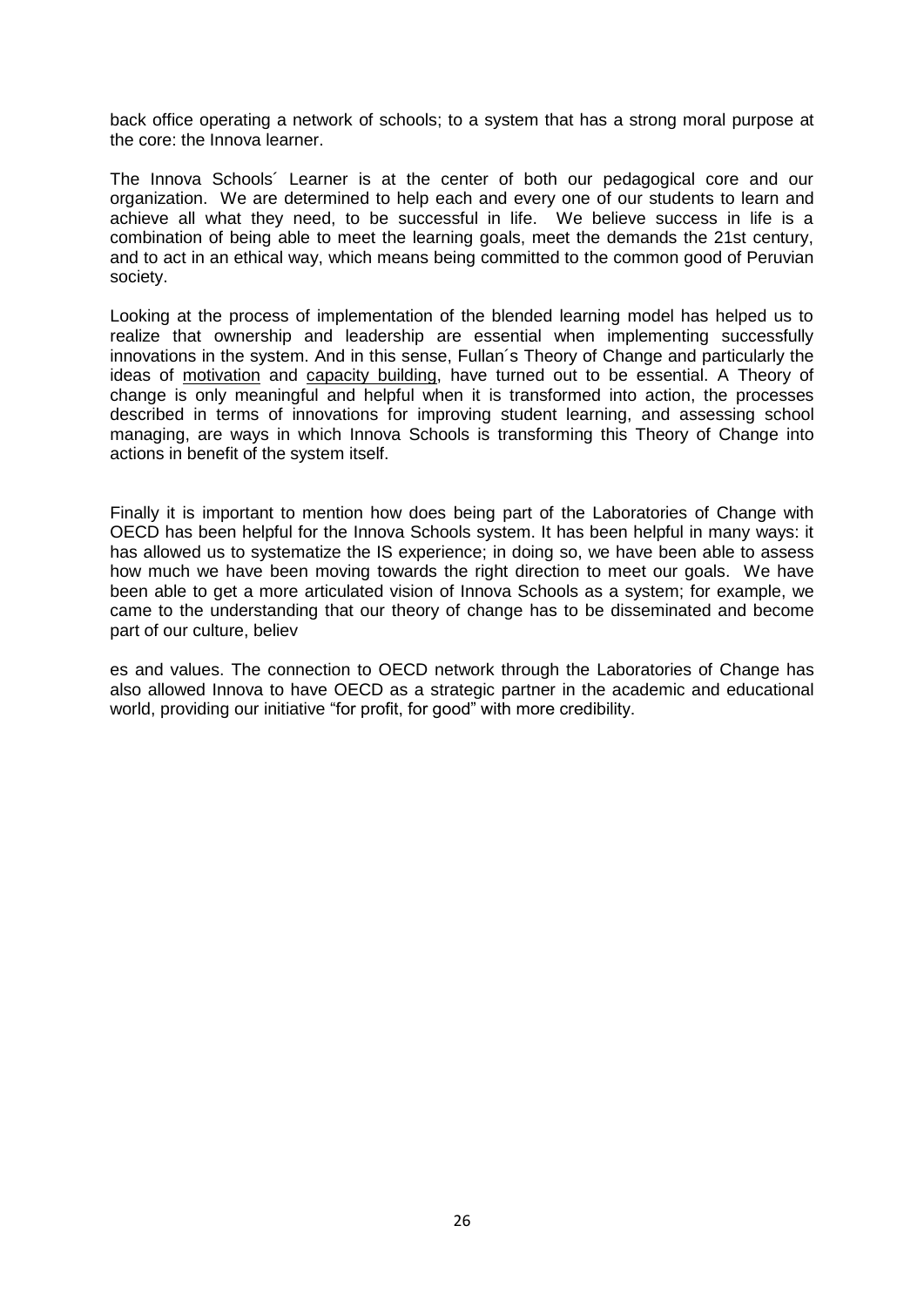back office operating a network of schools; to a system that has a strong moral purpose at the core: the Innova learner.

The Innova Schools´ Learner is at the center of both our pedagogical core and our organization. We are determined to help each and every one of our students to learn and achieve all what they need, to be successful in life. We believe success in life is a combination of being able to meet the learning goals, meet the demands the 21st century, and to act in an ethical way, which means being committed to the common good of Peruvian society.

Looking at the process of implementation of the blended learning model has helped us to realize that ownership and leadership are essential when implementing successfully innovations in the system. And in this sense, Fullan´s Theory of Change and particularly the ideas of motivation and capacity building, have turned out to be essential. A Theory of change is only meaningful and helpful when it is transformed into action, the processes described in terms of innovations for improving student learning, and assessing school managing, are ways in which Innova Schools is transforming this Theory of Change into actions in benefit of the system itself.

Finally it is important to mention how does being part of the Laboratories of Change with OECD has been helpful for the Innova Schools system. It has been helpful in many ways: it has allowed us to systematize the IS experience; in doing so, we have been able to assess how much we have been moving towards the right direction to meet our goals. We have been able to get a more articulated vision of Innova Schools as a system; for example, we came to the understanding that our theory of change has to be disseminated and become part of our culture, believ

es and values. The connection to OECD network through the Laboratories of Change has also allowed Innova to have OECD as a strategic partner in the academic and educational world, providing our initiative "for profit, for good" with more credibility.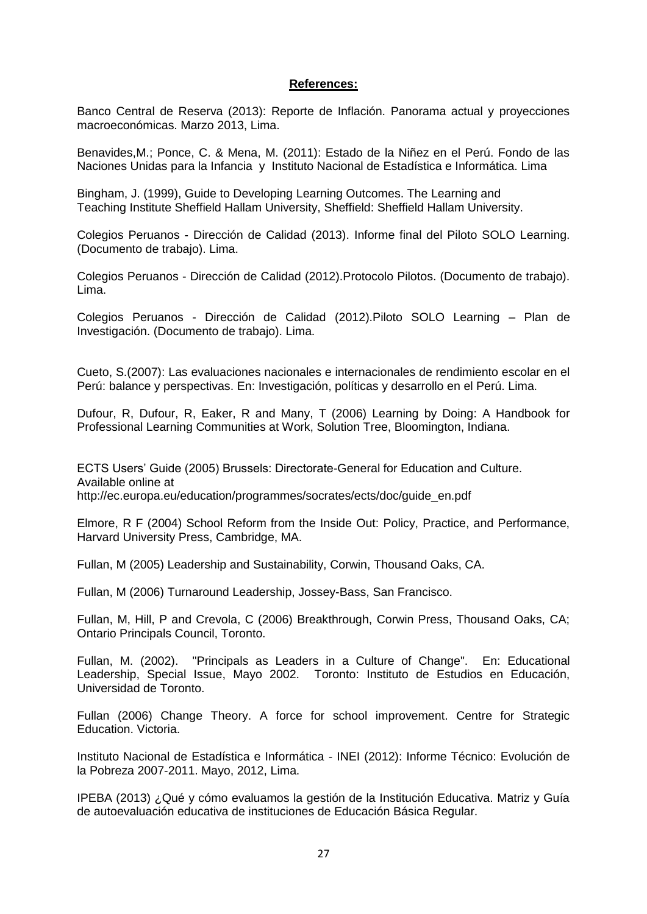**References:**

Banco Central de Reserva (2013): Reporte de Inflación. Panorama actual y proyecciones macroeconómicas. Marzo 2013, Lima.

Benavides,M.; Ponce, C. & Mena, M. (2011): Estado de la Niñez en el Perú. Fondo de las Naciones Unidas para la Infancia y Instituto Nacional de Estadística e Informática. Lima

Bingham, J. (1999), Guide to Developing Learning Outcomes. The Learning and Teaching Institute Sheffield Hallam University, Sheffield: Sheffield Hallam University.

Colegios Peruanos - Dirección de Calidad (2013). Informe final del Piloto SOLO Learning. (Documento de trabajo). Lima.

Colegios Peruanos - Dirección de Calidad (2012).Protocolo Pilotos. (Documento de trabajo). Lima.

Colegios Peruanos - Dirección de Calidad (2012).Piloto SOLO Learning – Plan de Investigación. (Documento de trabajo). Lima.

Cueto, S.(2007): Las evaluaciones nacionales e internacionales de rendimiento escolar en el Perú: balance y perspectivas. En: Investigación, políticas y desarrollo en el Perú. Lima.

Dufour, R, Dufour, R, Eaker, R and Many, T (2006) Learning by Doing: A Handbook for Professional Learning Communities at Work, Solution Tree, Bloomington, Indiana.

ECTS Users' Guide (2005) Brussels: Directorate-General for Education and Culture. Available online at http://ec.europa.eu/education/programmes/socrates/ects/doc/guide_en.pdf

Elmore, R F (2004) School Reform from the Inside Out: Policy, Practice, and Performance, Harvard University Press, Cambridge, MA.

Fullan, M (2005) Leadership and Sustainability, Corwin, Thousand Oaks, CA.

Fullan, M (2006) Turnaround Leadership, Jossey-Bass, San Francisco.

Fullan, M, Hill, P and Crevola, C (2006) Breakthrough, Corwin Press, Thousand Oaks, CA; Ontario Principals Council, Toronto.

Fullan, M. (2002). "Principals as Leaders in a Culture of Change". En: Educational Leadership, Special Issue, Mayo 2002. Toronto: Instituto de Estudios en Educación, Universidad de Toronto.

Fullan (2006) Change Theory. A force for school improvement. Centre for Strategic Education. Victoria.

Instituto Nacional de Estadística e Informática - INEI (2012): Informe Técnico: Evolución de la Pobreza 2007-2011. Mayo, 2012, Lima.

IPEBA (2013) ¿Qué y cómo evaluamos la gestión de la Institución Educativa. Matriz y Guía de autoevaluación educativa de instituciones de Educación Básica Regular.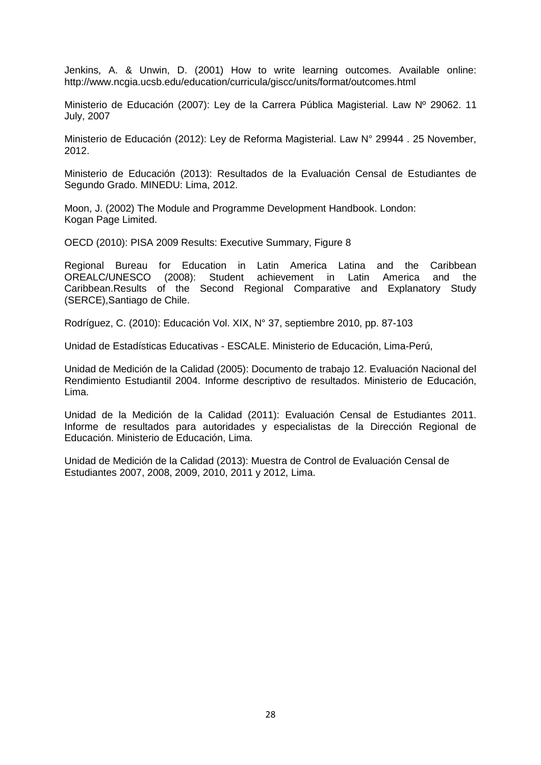Jenkins, A. & Unwin, D. (2001) How to write learning outcomes. Available online: http://www.ncgia.ucsb.edu/education/curricula/giscc/units/format/outcomes.html

Ministerio de Educación (2007): Ley de la Carrera Pública Magisterial. Law Nº 29062. 11 July, 2007

Ministerio de Educación (2012): Ley de Reforma Magisterial. Law N° 29944 . 25 November, 2012.

Ministerio de Educación (2013): Resultados de la Evaluación Censal de Estudiantes de Segundo Grado. MINEDU: Lima, 2012.

Moon, J. (2002) The Module and Programme Development Handbook. London: Kogan Page Limited.

OECD (2010): PISA 2009 Results: Executive Summary, Figure 8

Regional Bureau for Education in Latin America Latina and the Caribbean OREALC/UNESCO (2008): Student achievement in Latin America and the Caribbean.Results of the Second Regional Comparative and Explanatory Study (SERCE),Santiago de Chile.

Rodríguez, C. (2010): Educación Vol. XIX, N° 37, septiembre 2010, pp. 87-103

Unidad de Estadísticas Educativas - ESCALE. Ministerio de Educación, Lima-Perú,

Unidad de Medición de la Calidad (2005): Documento de trabajo 12. Evaluación Nacional del Rendimiento Estudiantil 2004. Informe descriptivo de resultados. Ministerio de Educación, Lima.

Unidad de la Medición de la Calidad (2011): Evaluación Censal de Estudiantes 2011. Informe de resultados para autoridades y especialistas de la Dirección Regional de Educación. Ministerio de Educación, Lima.

Unidad de Medición de la Calidad (2013): Muestra de Control de Evaluación Censal de Estudiantes 2007, 2008, 2009, 2010, 2011 y 2012, Lima.